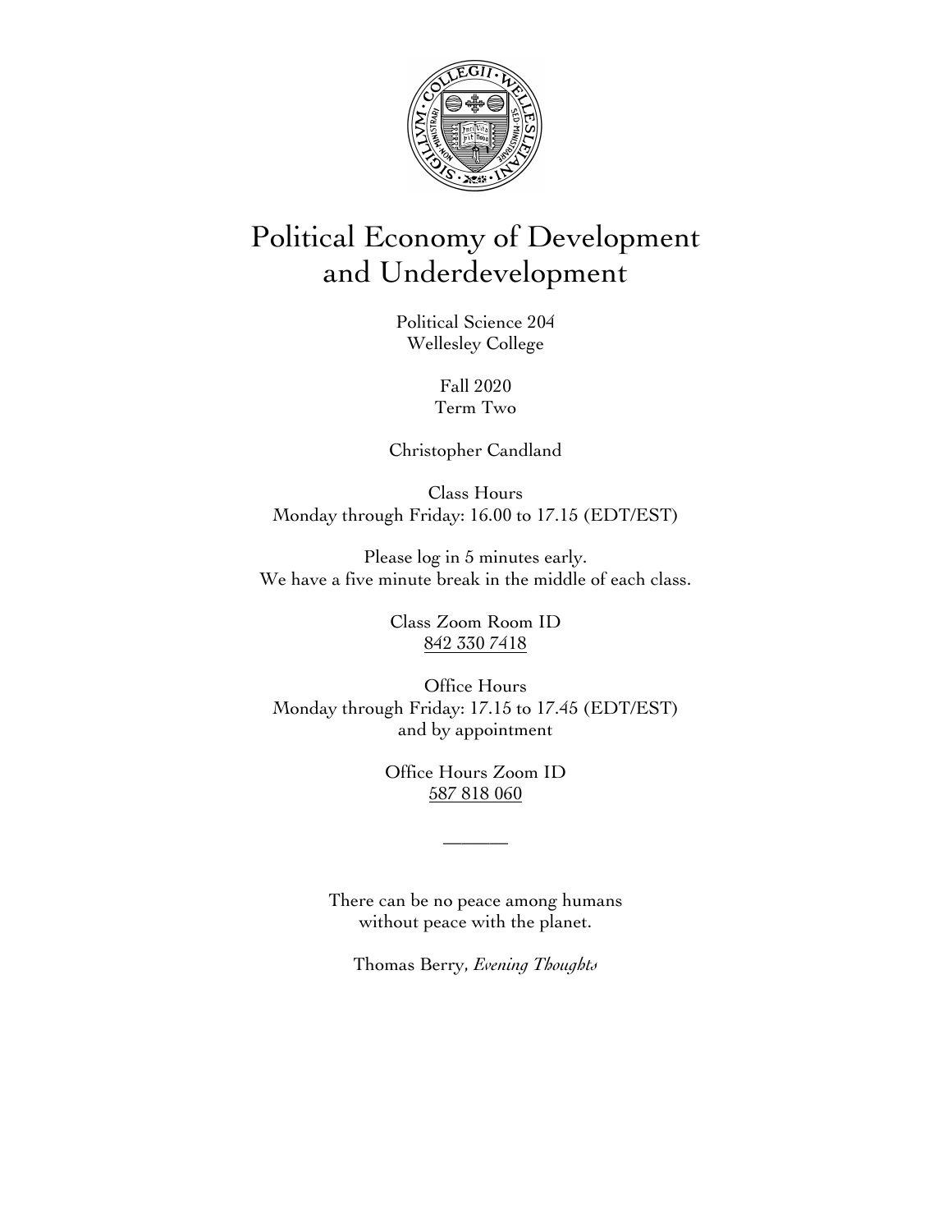# Political Economy of Development and Underdevelopment

Political Science 204
Wellesley College

Fall 2020
Term Two

Christopher Candland

Class Hours
Monday through Friday: 16.00 to 17.15 (EDT/EST)

Please log in 5 minutes early.
We have a five minute break in the middle of each class.

Class Zoom Room ID
842 330 7418

Office Hours
Monday through Friday: 17.15 to 17.45 (EDT/EST)
and by appointment

Office Hours Zoom ID
587 818 060

———

There can be no peace among humans
without peace with the planet.

Thomas Berry, *Evening Thoughts*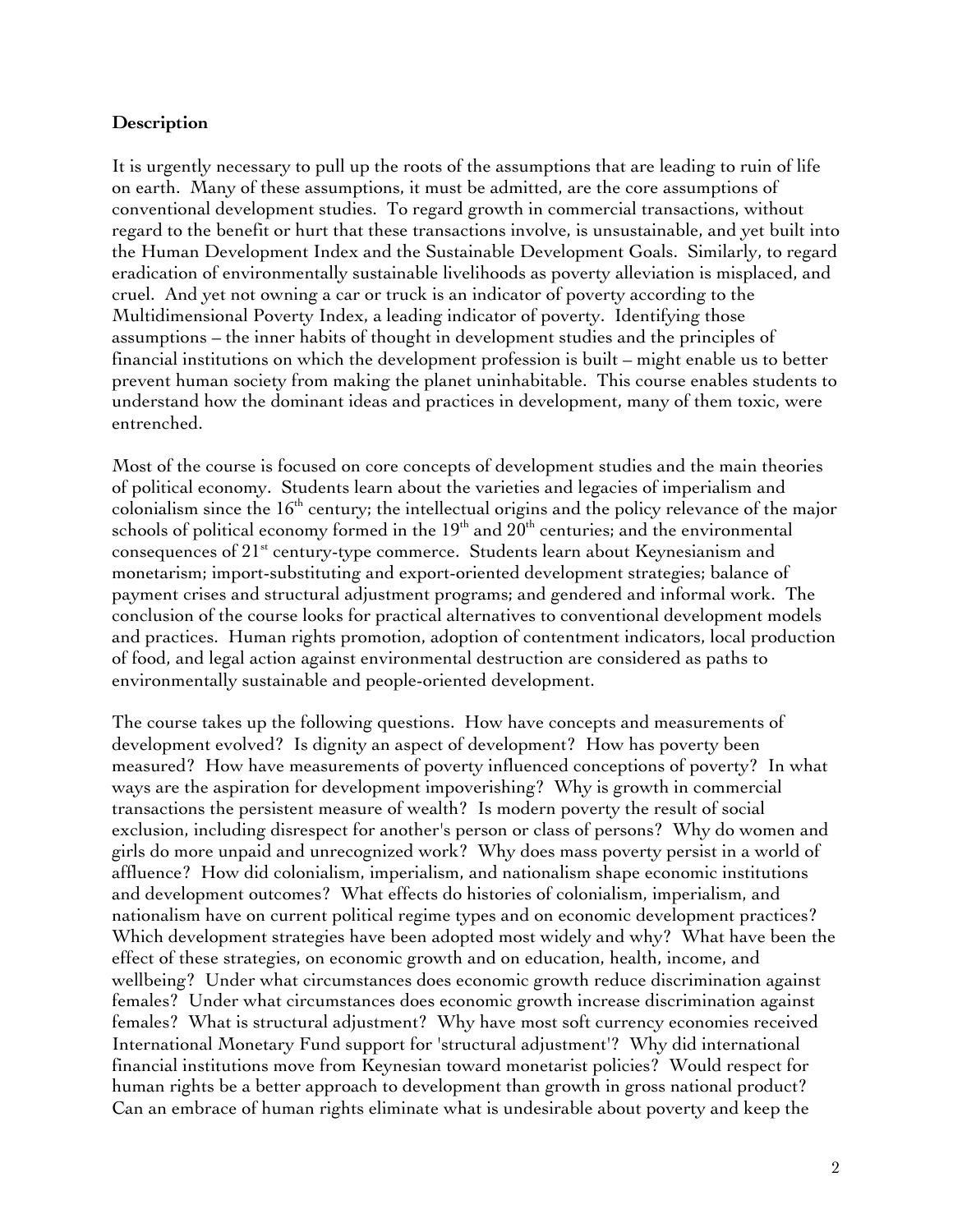**Description**

It is urgently necessary to pull up the roots of the assumptions that are leading to ruin of life on earth. Many of these assumptions, it must be admitted, are the core assumptions of conventional development studies. To regard growth in commercial transactions, without regard to the benefit or hurt that these transactions involve, is unsustainable, and yet built into the Human Development Index and the Sustainable Development Goals. Similarly, to regard eradication of environmentally sustainable livelihoods as poverty alleviation is misplaced, and cruel. And yet not owning a car or truck is an indicator of poverty according to the Multidimensional Poverty Index, a leading indicator of poverty. Identifying those assumptions – the inner habits of thought in development studies and the principles of financial institutions on which the development profession is built – might enable us to better prevent human society from making the planet uninhabitable. This course enables students to understand how the dominant ideas and practices in development, many of them toxic, were entrenched.

Most of the course is focused on core concepts of development studies and the main theories of political economy. Students learn about the varieties and legacies of imperialism and colonialism since the 16th century; the intellectual origins and the policy relevance of the major schools of political economy formed in the 19th and 20th centuries; and the environmental consequences of 21st century-type commerce. Students learn about Keynesianism and monetarism; import-substituting and export-oriented development strategies; balance of payment crises and structural adjustment programs; and gendered and informal work. The conclusion of the course looks for practical alternatives to conventional development models and practices. Human rights promotion, adoption of contentment indicators, local production of food, and legal action against environmental destruction are considered as paths to environmentally sustainable and people-oriented development.

The course takes up the following questions. How have concepts and measurements of development evolved? Is dignity an aspect of development? How has poverty been measured? How have measurements of poverty influenced conceptions of poverty? In what ways are the aspiration for development impoverishing? Why is growth in commercial transactions the persistent measure of wealth? Is modern poverty the result of social exclusion, including disrespect for another's person or class of persons? Why do women and girls do more unpaid and unrecognized work? Why does mass poverty persist in a world of affluence? How did colonialism, imperialism, and nationalism shape economic institutions and development outcomes? What effects do histories of colonialism, imperialism, and nationalism have on current political regime types and on economic development practices? Which development strategies have been adopted most widely and why? What have been the effect of these strategies, on economic growth and on education, health, income, and wellbeing? Under what circumstances does economic growth reduce discrimination against females? Under what circumstances does economic growth increase discrimination against females? What is structural adjustment? Why have most soft currency economies received International Monetary Fund support for 'structural adjustment'? Why did international financial institutions move from Keynesian toward monetarist policies? Would respect for human rights be a better approach to development than growth in gross national product? Can an embrace of human rights eliminate what is undesirable about poverty and keep the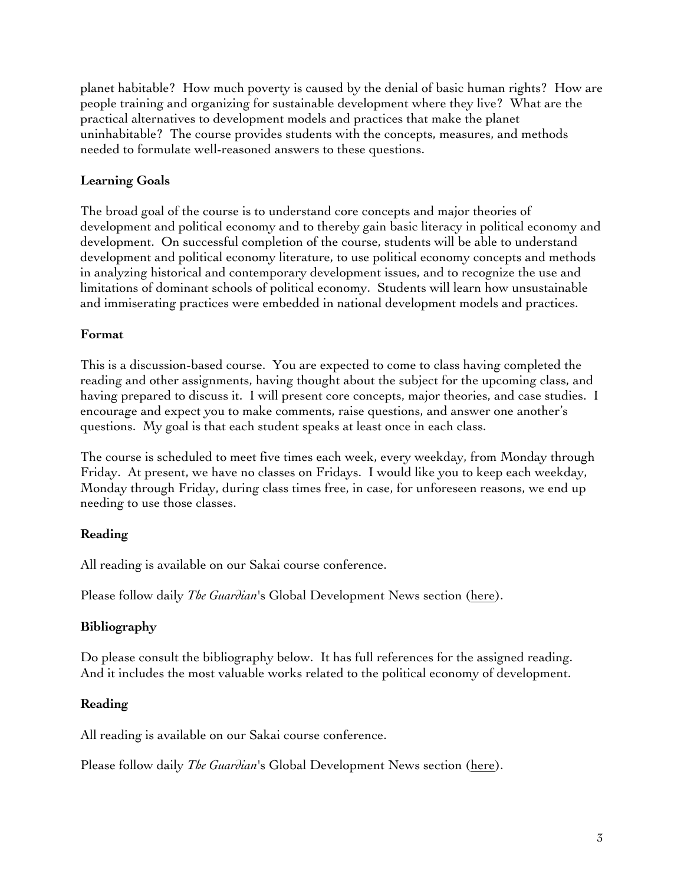planet habitable? How much poverty is caused by the denial of basic human rights? How are people training and organizing for sustainable development where they live? What are the practical alternatives to development models and practices that make the planet uninhabitable? The course provides students with the concepts, measures, and methods needed to formulate well-reasoned answers to these questions.

**Learning Goals**

The broad goal of the course is to understand core concepts and major theories of development and political economy and to thereby gain basic literacy in political economy and development. On successful completion of the course, students will be able to understand development and political economy literature, to use political economy concepts and methods in analyzing historical and contemporary development issues, and to recognize the use and limitations of dominant schools of political economy. Students will learn how unsustainable and immiserating practices were embedded in national development models and practices.

**Format**

This is a discussion-based course. You are expected to come to class having completed the reading and other assignments, having thought about the subject for the upcoming class, and having prepared to discuss it. I will present core concepts, major theories, and case studies. I encourage and expect you to make comments, raise questions, and answer one another's questions. My goal is that each student speaks at least once in each class.

The course is scheduled to meet five times each week, every weekday, from Monday through Friday. At present, we have no classes on Fridays. I would like you to keep each weekday, Monday through Friday, during class times free, in case, for unforeseen reasons, we end up needing to use those classes.

**Reading**

All reading is available on our Sakai course conference.

Please follow daily *The Guardian*'s Global Development News section (here).

**Bibliography**

Do please consult the bibliography below. It has full references for the assigned reading. And it includes the most valuable works related to the political economy of development.

**Reading**

All reading is available on our Sakai course conference.

Please follow daily *The Guardian*'s Global Development News section (here).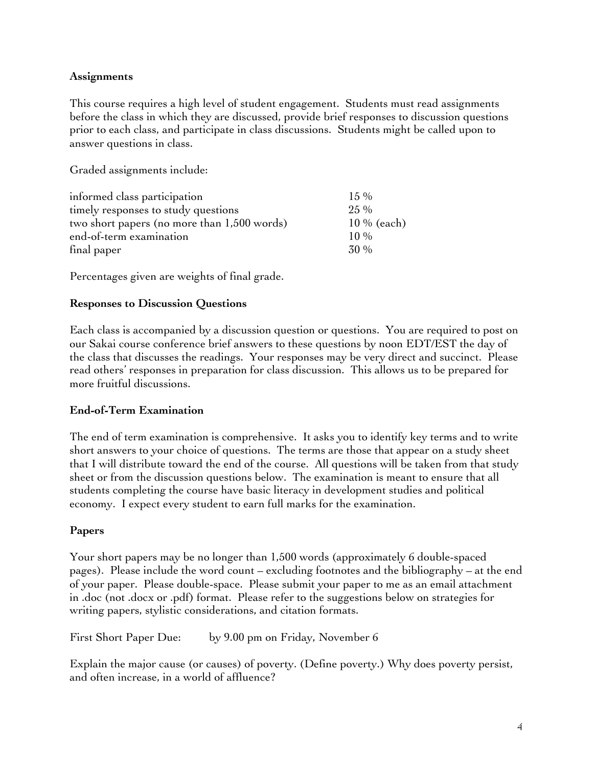### Assignments

This course requires a high level of student engagement. Students must read assignments before the class in which they are discussed, provide brief responses to discussion questions prior to each class, and participate in class discussions. Students might be called upon to answer questions in class.

Graded assignments include:

| | |
|---|---|
| informed class participation | 15 % |
| timely responses to study questions | 25 % |
| two short papers (no more than 1,500 words) | 10 % (each) |
| end-of-term examination | 10 % |
| final paper | 30 % |

Percentages given are weights of final grade.

### Responses to Discussion Questions

Each class is accompanied by a discussion question or questions. You are required to post on our Sakai course conference brief answers to these questions by noon EDT/EST the day of the class that discusses the readings. Your responses may be very direct and succinct. Please read others' responses in preparation for class discussion. This allows us to be prepared for more fruitful discussions.

### End-of-Term Examination

The end of term examination is comprehensive. It asks you to identify key terms and to write short answers to your choice of questions. The terms are those that appear on a study sheet that I will distribute toward the end of the course. All questions will be taken from that study sheet or from the discussion questions below. The examination is meant to ensure that all students completing the course have basic literacy in development studies and political economy. I expect every student to earn full marks for the examination.

### Papers

Your short papers may be no longer than 1,500 words (approximately 6 double-spaced pages). Please include the word count – excluding footnotes and the bibliography – at the end of your paper. Please double-space. Please submit your paper to me as an email attachment in .doc (not .docx or .pdf) format. Please refer to the suggestions below on strategies for writing papers, stylistic considerations, and citation formats.

First Short Paper Due: by 9.00 pm on Friday, November 6

Explain the major cause (or causes) of poverty. (Define poverty.) Why does poverty persist, and often increase, in a world of affluence?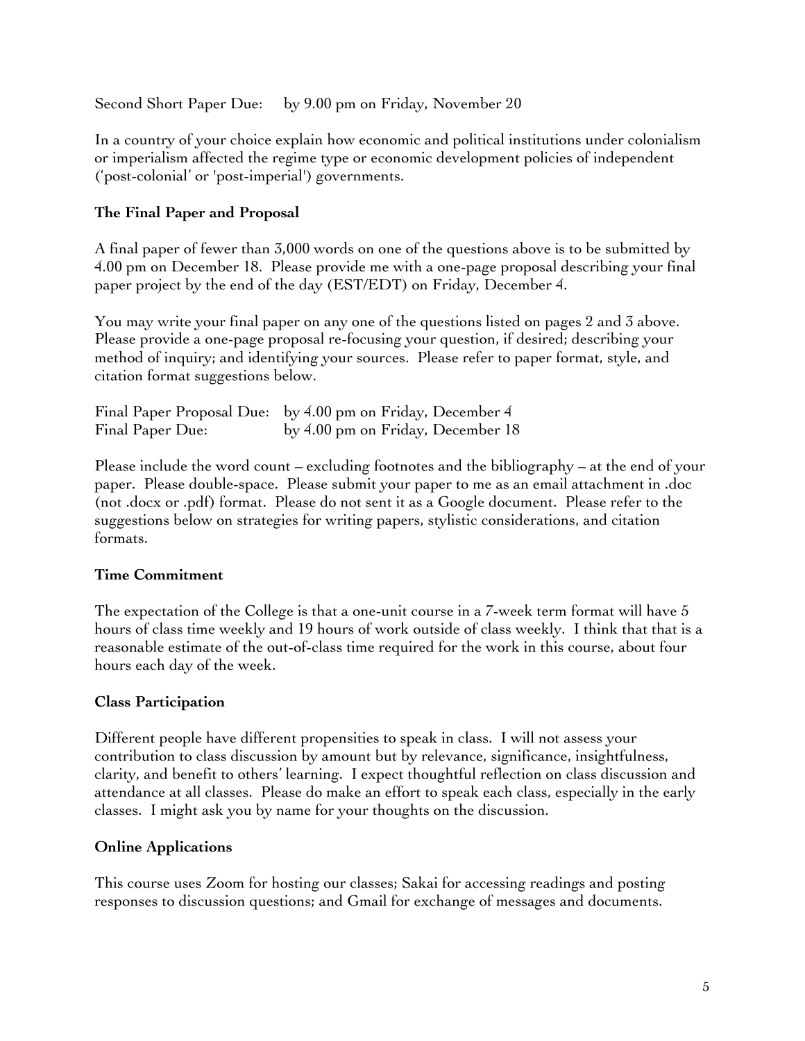Second Short Paper Due:     by 9.00 pm on Friday, November 20

In a country of your choice explain how economic and political institutions under colonialism or imperialism affected the regime type or economic development policies of independent ('post-colonial' or 'post-imperial') governments.

**The Final Paper and Proposal**

A final paper of fewer than 3,000 words on one of the questions above is to be submitted by 4.00 pm on December 18. Please provide me with a one-page proposal describing your final paper project by the end of the day (EST/EDT) on Friday, December 4.

You may write your final paper on any one of the questions listed on pages 2 and 3 above. Please provide a one-page proposal re-focusing your question, if desired; describing your method of inquiry; and identifying your sources. Please refer to paper format, style, and citation format suggestions below.

Final Paper Proposal Due:   by 4.00 pm on Friday, December 4
Final Paper Due:                  by 4.00 pm on Friday, December 18

Please include the word count – excluding footnotes and the bibliography – at the end of your paper. Please double-space. Please submit your paper to me as an email attachment in .doc (not .docx or .pdf) format. Please do not sent it as a Google document. Please refer to the suggestions below on strategies for writing papers, stylistic considerations, and citation formats.

**Time Commitment**

The expectation of the College is that a one-unit course in a 7-week term format will have 5 hours of class time weekly and 19 hours of work outside of class weekly. I think that that is a reasonable estimate of the out-of-class time required for the work in this course, about four hours each day of the week.

**Class Participation**

Different people have different propensities to speak in class. I will not assess your contribution to class discussion by amount but by relevance, significance, insightfulness, clarity, and benefit to others' learning. I expect thoughtful reflection on class discussion and attendance at all classes. Please do make an effort to speak each class, especially in the early classes. I might ask you by name for your thoughts on the discussion.

**Online Applications**

This course uses Zoom for hosting our classes; Sakai for accessing readings and posting responses to discussion questions; and Gmail for exchange of messages and documents.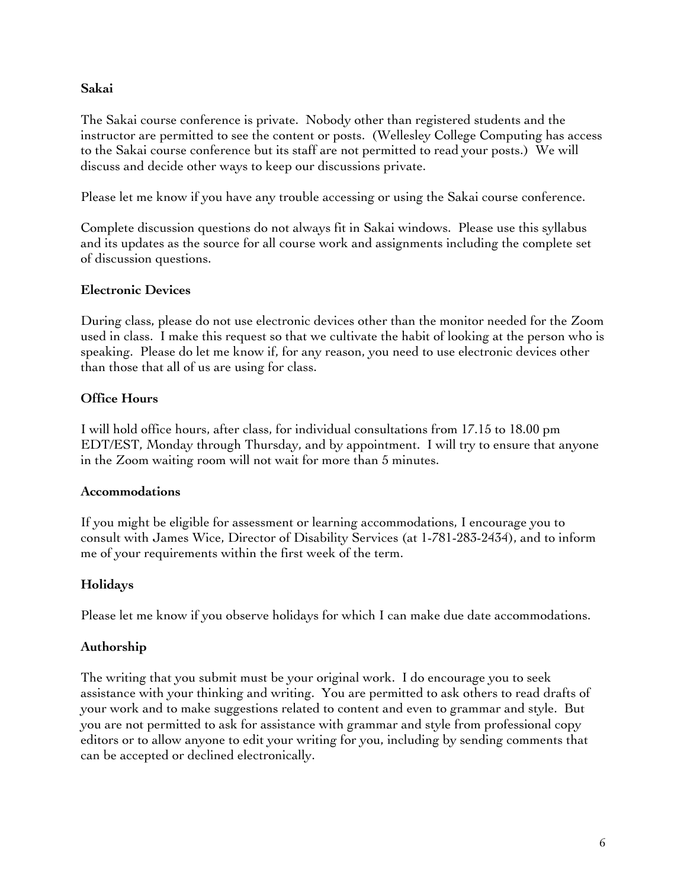**Sakai**

The Sakai course conference is private. Nobody other than registered students and the instructor are permitted to see the content or posts. (Wellesley College Computing has access to the Sakai course conference but its staff are not permitted to read your posts.) We will discuss and decide other ways to keep our discussions private.

Please let me know if you have any trouble accessing or using the Sakai course conference.

Complete discussion questions do not always fit in Sakai windows. Please use this syllabus and its updates as the source for all course work and assignments including the complete set of discussion questions.

**Electronic Devices**

During class, please do not use electronic devices other than the monitor needed for the Zoom used in class. I make this request so that we cultivate the habit of looking at the person who is speaking. Please do let me know if, for any reason, you need to use electronic devices other than those that all of us are using for class.

**Office Hours**

I will hold office hours, after class, for individual consultations from 17.15 to 18.00 pm EDT/EST, Monday through Thursday, and by appointment. I will try to ensure that anyone in the Zoom waiting room will not wait for more than 5 minutes.

**Accommodations**

If you might be eligible for assessment or learning accommodations, I encourage you to consult with James Wice, Director of Disability Services (at 1-781-283-2434), and to inform me of your requirements within the first week of the term.

**Holidays**

Please let me know if you observe holidays for which I can make due date accommodations.

**Authorship**

The writing that you submit must be your original work. I do encourage you to seek assistance with your thinking and writing. You are permitted to ask others to read drafts of your work and to make suggestions related to content and even to grammar and style. But you are not permitted to ask for assistance with grammar and style from professional copy editors or to allow anyone to edit your writing for you, including by sending comments that can be accepted or declined electronically.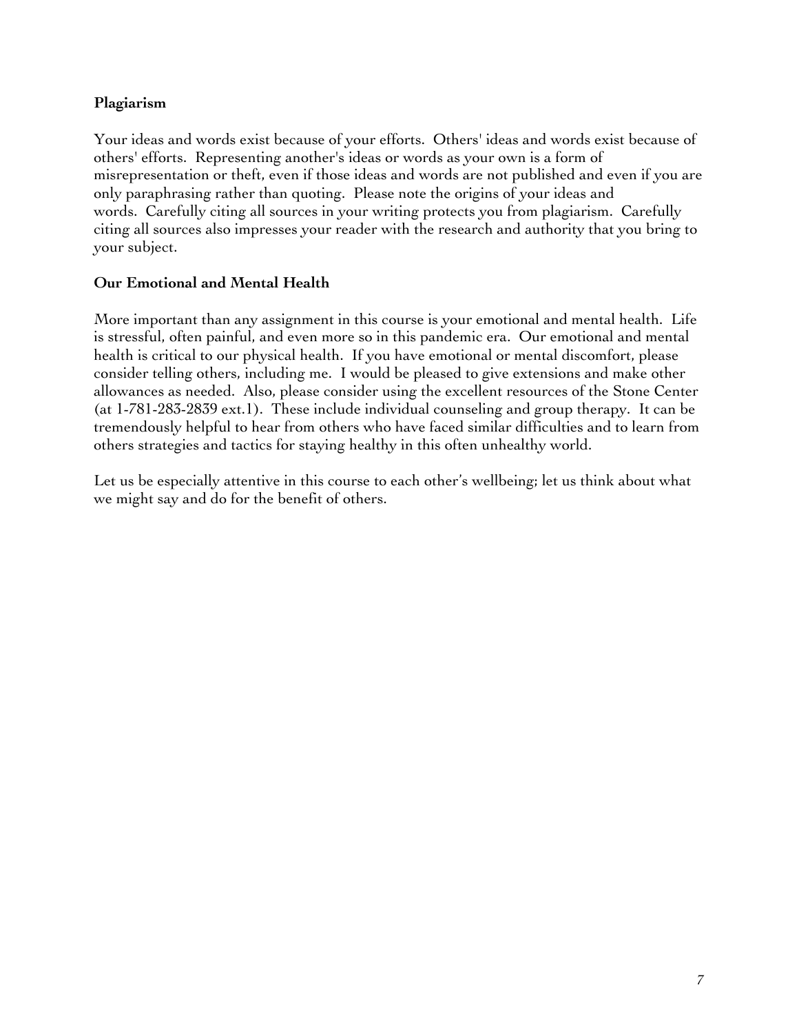**Plagiarism**

Your ideas and words exist because of your efforts. Others' ideas and words exist because of others' efforts. Representing another's ideas or words as your own is a form of misrepresentation or theft, even if those ideas and words are not published and even if you are only paraphrasing rather than quoting. Please note the origins of your ideas and words. Carefully citing all sources in your writing protects you from plagiarism. Carefully citing all sources also impresses your reader with the research and authority that you bring to your subject.

**Our Emotional and Mental Health**

More important than any assignment in this course is your emotional and mental health. Life is stressful, often painful, and even more so in this pandemic era. Our emotional and mental health is critical to our physical health. If you have emotional or mental discomfort, please consider telling others, including me. I would be pleased to give extensions and make other allowances as needed. Also, please consider using the excellent resources of the Stone Center (at 1-781-283-2839 ext.1). These include individual counseling and group therapy. It can be tremendously helpful to hear from others who have faced similar difficulties and to learn from others strategies and tactics for staying healthy in this often unhealthy world.

Let us be especially attentive in this course to each other's wellbeing; let us think about what we might say and do for the benefit of others.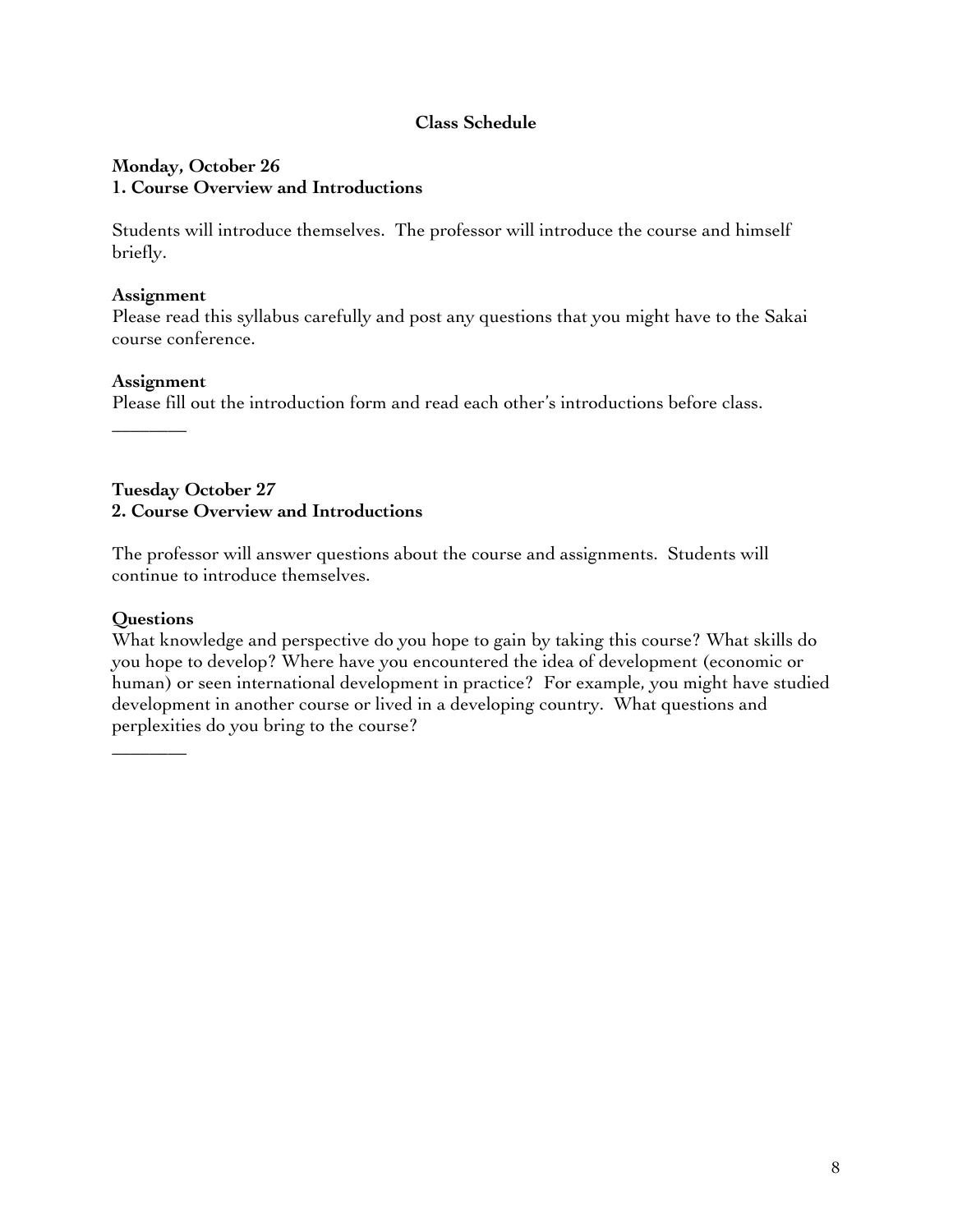## Class Schedule

**Monday, October 26**
**1. Course Overview and Introductions**

Students will introduce themselves. The professor will introduce the course and himself briefly.

**Assignment**
Please read this syllabus carefully and post any questions that you might have to the Sakai course conference.

**Assignment**
Please fill out the introduction form and read each other's introductions before class.

________

**Tuesday October 27**
**2. Course Overview and Introductions**

The professor will answer questions about the course and assignments. Students will continue to introduce themselves.

**Questions**
What knowledge and perspective do you hope to gain by taking this course? What skills do you hope to develop? Where have you encountered the idea of development (economic or human) or seen international development in practice? For example, you might have studied development in another course or lived in a developing country. What questions and perplexities do you bring to the course?

________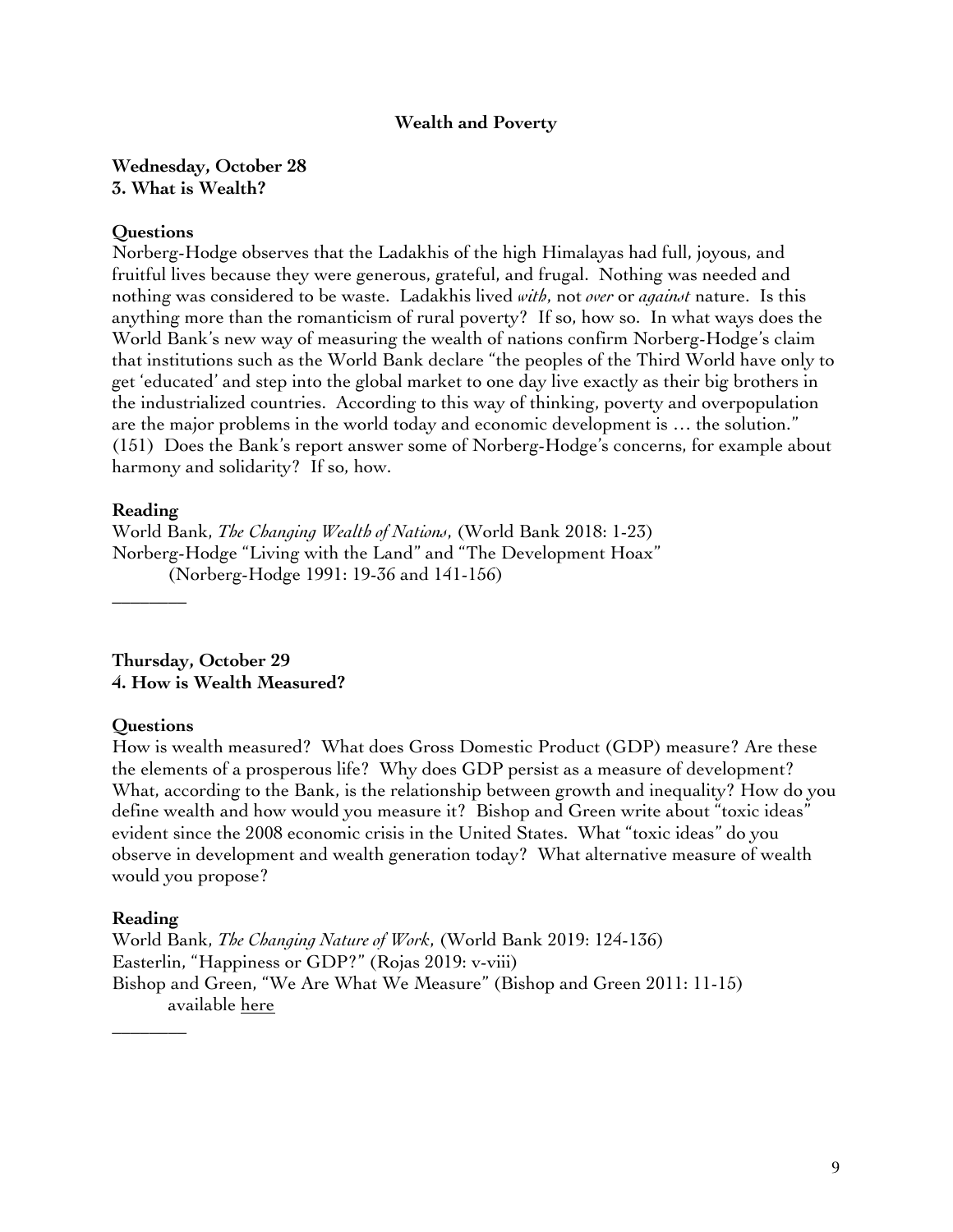## Wealth and Poverty

### Wednesday, October 28
### 3. What is Wealth?

**Questions**

Norberg-Hodge observes that the Ladakhis of the high Himalayas had full, joyous, and fruitful lives because they were generous, grateful, and frugal. Nothing was needed and nothing was considered to be waste. Ladakhis lived *with*, not *over* or *against* nature. Is this anything more than the romanticism of rural poverty? If so, how so. In what ways does the World Bank's new way of measuring the wealth of nations confirm Norberg-Hodge's claim that institutions such as the World Bank declare "the peoples of the Third World have only to get 'educated' and step into the global market to one day live exactly as their big brothers in the industrialized countries. According to this way of thinking, poverty and overpopulation are the major problems in the world today and economic development is … the solution." (151) Does the Bank's report answer some of Norberg-Hodge's concerns, for example about harmony and solidarity? If so, how.

**Reading**

World Bank, *The Changing Wealth of Nations*, (World Bank 2018: 1-23)
Norberg-Hodge "Living with the Land" and "The Development Hoax"
(Norberg-Hodge 1991: 19-36 and 141-156)

---

### Thursday, October 29
### 4. How is Wealth Measured?

**Questions**

How is wealth measured? What does Gross Domestic Product (GDP) measure? Are these the elements of a prosperous life? Why does GDP persist as a measure of development? What, according to the Bank, is the relationship between growth and inequality? How do you define wealth and how would you measure it? Bishop and Green write about "toxic ideas" evident since the 2008 economic crisis in the United States. What "toxic ideas" do you observe in development and wealth generation today? What alternative measure of wealth would you propose?

**Reading**

World Bank, *The Changing Nature of Work*, (World Bank 2019: 124-136)
Easterlin, "Happiness or GDP?" (Rojas 2019: v-viii)
Bishop and Green, "We Are What We Measure" (Bishop and Green 2011: 11-15)
available here

---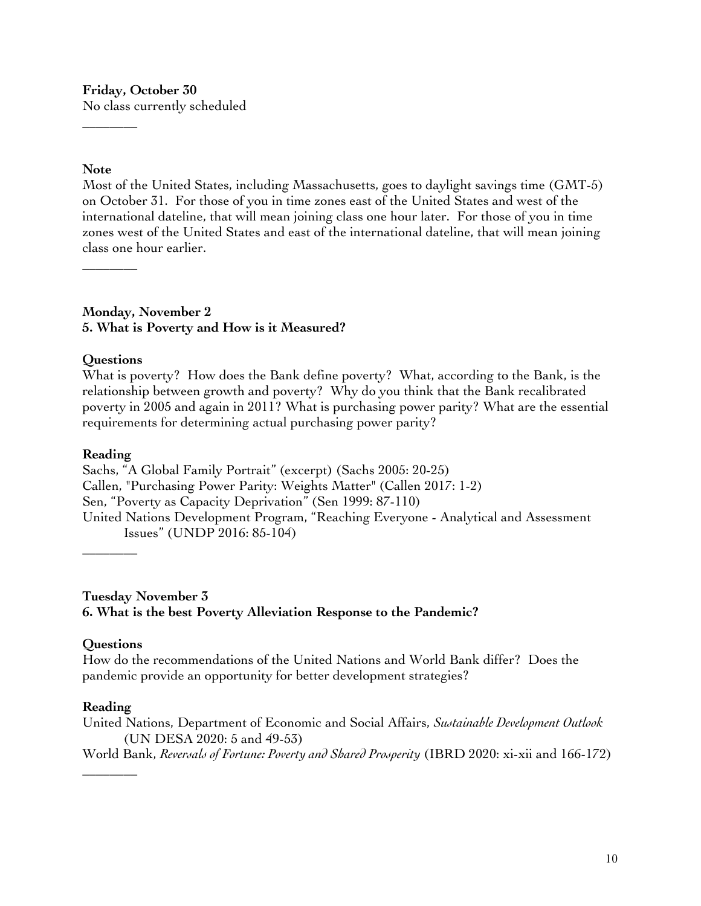**Friday, October 30**
No class currently scheduled

________

**Note**
Most of the United States, including Massachusetts, goes to daylight savings time (GMT-5) on October 31. For those of you in time zones east of the United States and west of the international dateline, that will mean joining class one hour later. For those of you in time zones west of the United States and east of the international dateline, that will mean joining class one hour earlier.

________

**Monday, November 2**
**5. What is Poverty and How is it Measured?**

**Questions**
What is poverty? How does the Bank define poverty? What, according to the Bank, is the relationship between growth and poverty? Why do you think that the Bank recalibrated poverty in 2005 and again in 2011? What is purchasing power parity? What are the essential requirements for determining actual purchasing power parity?

**Reading**
Sachs, "A Global Family Portrait" (excerpt) (Sachs 2005: 20-25)
Callen, "Purchasing Power Parity: Weights Matter" (Callen 2017: 1-2)
Sen, "Poverty as Capacity Deprivation" (Sen 1999: 87-110)
United Nations Development Program, "Reaching Everyone - Analytical and Assessment Issues" (UNDP 2016: 85-104)

________

**Tuesday November 3**
**6. What is the best Poverty Alleviation Response to the Pandemic?**

**Questions**
How do the recommendations of the United Nations and World Bank differ? Does the pandemic provide an opportunity for better development strategies?

**Reading**
United Nations, Department of Economic and Social Affairs, *Sustainable Development Outlook* (UN DESA 2020: 5 and 49-53)
World Bank, *Reversals of Fortune: Poverty and Shared Prosperity* (IBRD 2020: xi-xii and 166-172)

________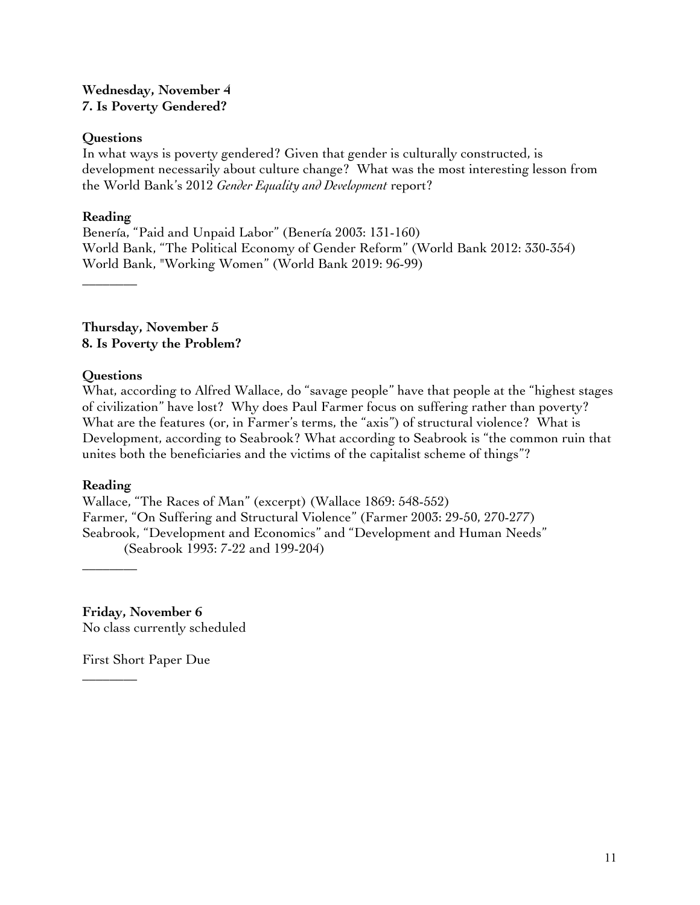**Wednesday, November 4**
**7. Is Poverty Gendered?**

**Questions**
In what ways is poverty gendered? Given that gender is culturally constructed, is development necessarily about culture change? What was the most interesting lesson from the World Bank's 2012 *Gender Equality and Development* report?

**Reading**
Benería, "Paid and Unpaid Labor" (Benería 2003: 131-160)
World Bank, "The Political Economy of Gender Reform" (World Bank 2012: 330-354)
World Bank, "Working Women" (World Bank 2019: 96-99)

________

**Thursday, November 5**
**8. Is Poverty the Problem?**

**Questions**
What, according to Alfred Wallace, do "savage people" have that people at the "highest stages of civilization" have lost? Why does Paul Farmer focus on suffering rather than poverty? What are the features (or, in Farmer's terms, the "axis") of structural violence? What is Development, according to Seabrook? What according to Seabrook is "the common ruin that unites both the beneficiaries and the victims of the capitalist scheme of things"?

**Reading**
Wallace, "The Races of Man" (excerpt) (Wallace 1869: 548-552)
Farmer, "On Suffering and Structural Violence" (Farmer 2003: 29-50, 270-277)
Seabrook, "Development and Economics" and "Development and Human Needs" (Seabrook 1993: 7-22 and 199-204)

________

**Friday, November 6**
No class currently scheduled

First Short Paper Due

________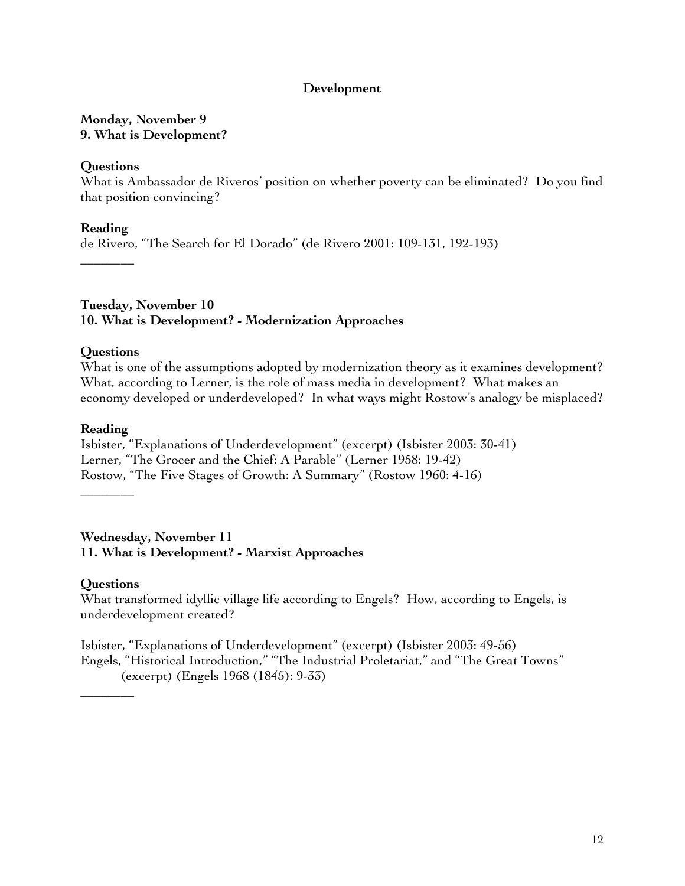## Development

**Monday, November 9**
**9. What is Development?**

**Questions**
What is Ambassador de Riveros' position on whether poverty can be eliminated? Do you find that position convincing?

**Reading**
de Rivero, "The Search for El Dorado" (de Rivero 2001: 109-131, 192-193)

________

**Tuesday, November 10**
**10. What is Development? - Modernization Approaches**

**Questions**
What is one of the assumptions adopted by modernization theory as it examines development? What, according to Lerner, is the role of mass media in development? What makes an economy developed or underdeveloped? In what ways might Rostow's analogy be misplaced?

**Reading**
Isbister, "Explanations of Underdevelopment" (excerpt) (Isbister 2003: 30-41)
Lerner, "The Grocer and the Chief: A Parable" (Lerner 1958: 19-42)
Rostow, "The Five Stages of Growth: A Summary" (Rostow 1960: 4-16)

________

**Wednesday, November 11**
**11. What is Development? - Marxist Approaches**

**Questions**
What transformed idyllic village life according to Engels? How, according to Engels, is underdevelopment created?

Isbister, "Explanations of Underdevelopment" (excerpt) (Isbister 2003: 49-56)
Engels, "Historical Introduction," "The Industrial Proletariat," and "The Great Towns" (excerpt) (Engels 1968 (1845): 9-33)

________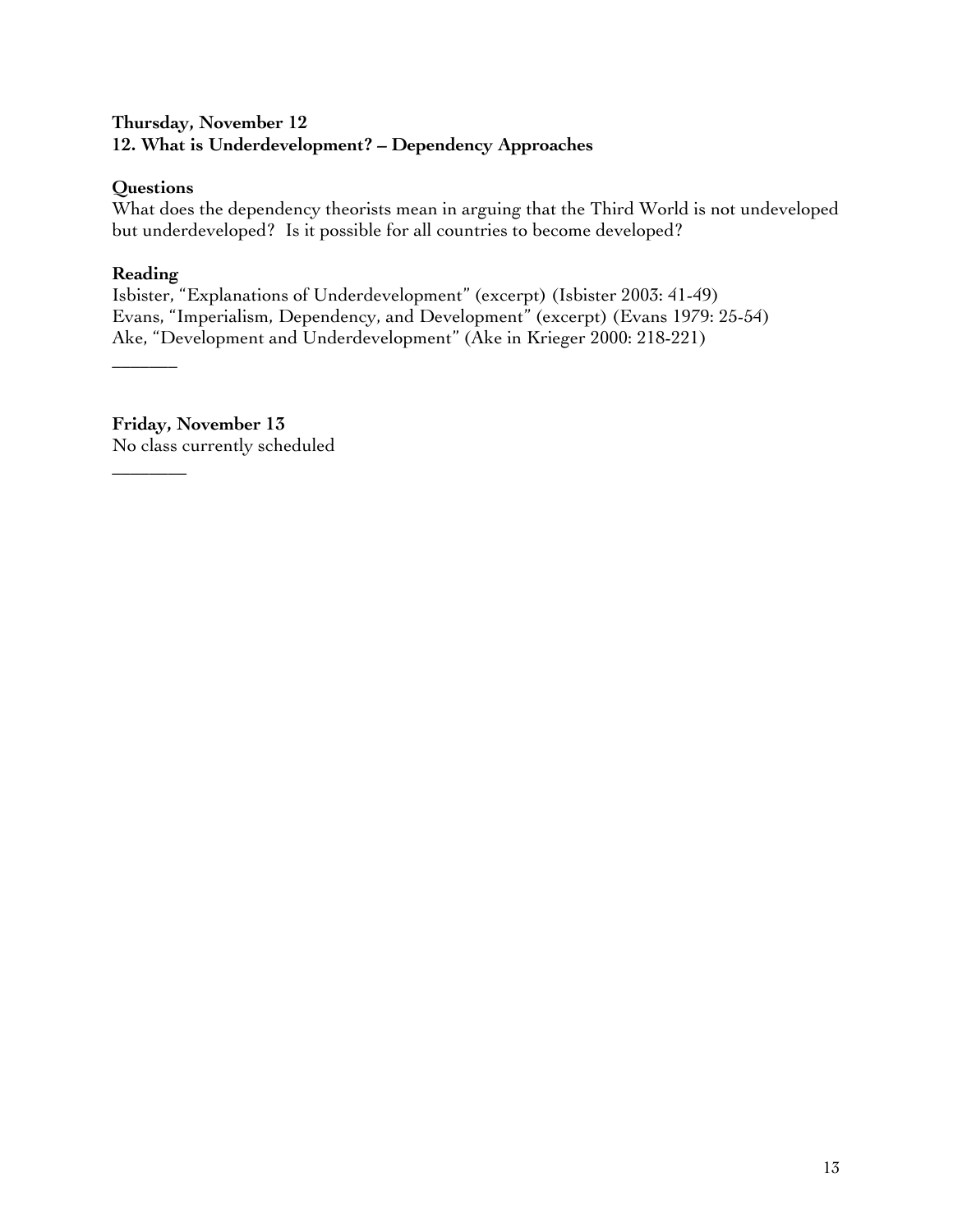**Thursday, November 12**
**12. What is Underdevelopment? – Dependency Approaches**

**Questions**
What does the dependency theorists mean in arguing that the Third World is not undeveloped but underdeveloped? Is it possible for all countries to become developed?

**Reading**
Isbister, "Explanations of Underdevelopment" (excerpt) (Isbister 2003: 41-49)
Evans, "Imperialism, Dependency, and Development" (excerpt) (Evans 1979: 25-54)
Ake, "Development and Underdevelopment" (Ake in Krieger 2000: 218-221)

---

**Friday, November 13**
No class currently scheduled

---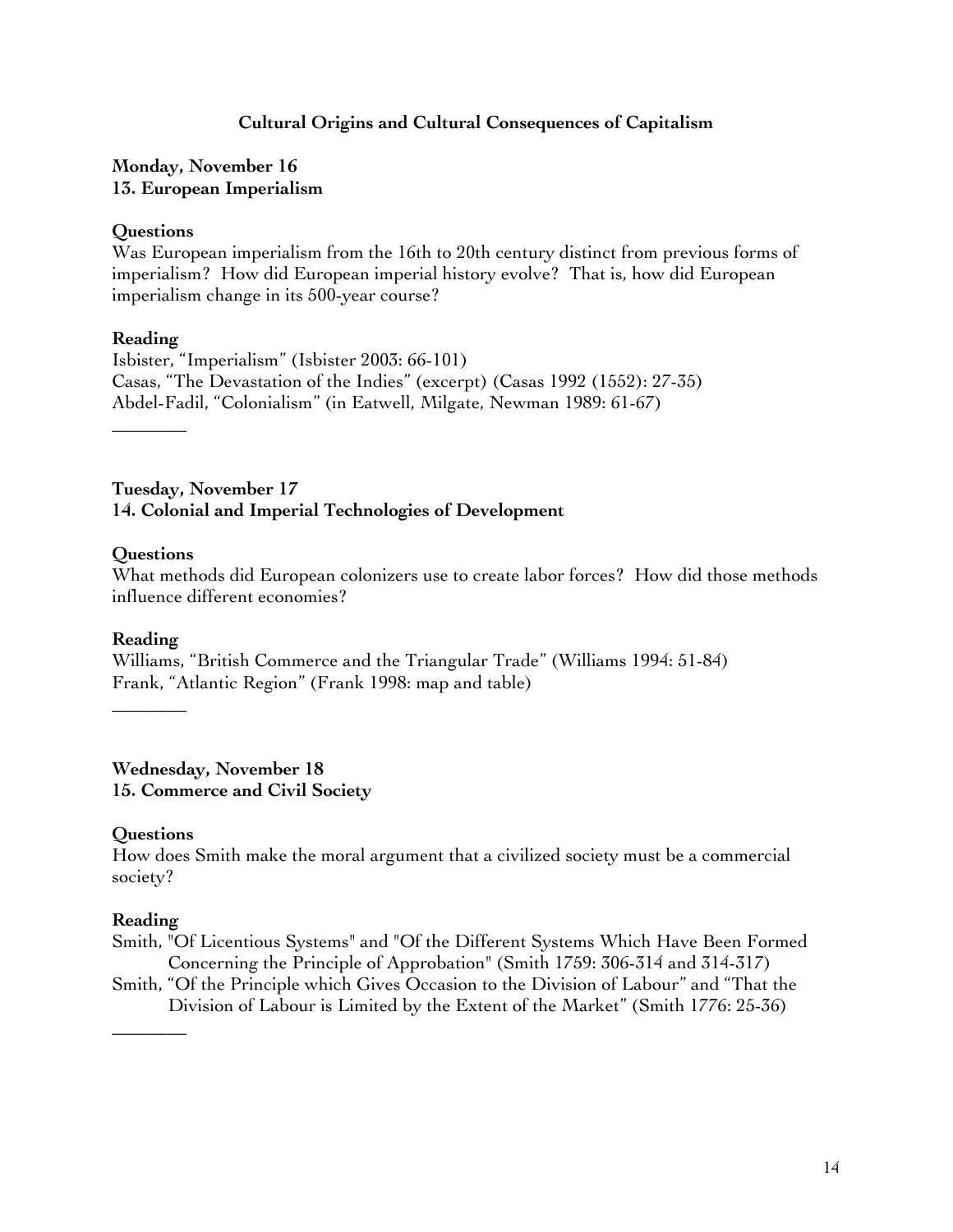## Cultural Origins and Cultural Consequences of Capitalism

**Monday, November 16**
**13. European Imperialism**

**Questions**
Was European imperialism from the 16th to 20th century distinct from previous forms of imperialism? How did European imperial history evolve? That is, how did European imperialism change in its 500-year course?

**Reading**
Isbister, "Imperialism" (Isbister 2003: 66-101)
Casas, "The Devastation of the Indies" (excerpt) (Casas 1992 (1552): 27-35)
Abdel-Fadil, "Colonialism" (in Eatwell, Milgate, Newman 1989: 61-67)

________

**Tuesday, November 17**
**14. Colonial and Imperial Technologies of Development**

**Questions**
What methods did European colonizers use to create labor forces? How did those methods influence different economies?

**Reading**
Williams, "British Commerce and the Triangular Trade" (Williams 1994: 51-84)
Frank, "Atlantic Region" (Frank 1998: map and table)

________

**Wednesday, November 18**
**15. Commerce and Civil Society**

**Questions**
How does Smith make the moral argument that a civilized society must be a commercial society?

**Reading**
Smith, "Of Licentious Systems" and "Of the Different Systems Which Have Been Formed Concerning the Principle of Approbation" (Smith 1759: 306-314 and 314-317)
Smith, "Of the Principle which Gives Occasion to the Division of Labour" and "That the Division of Labour is Limited by the Extent of the Market" (Smith 1776: 25-36)

________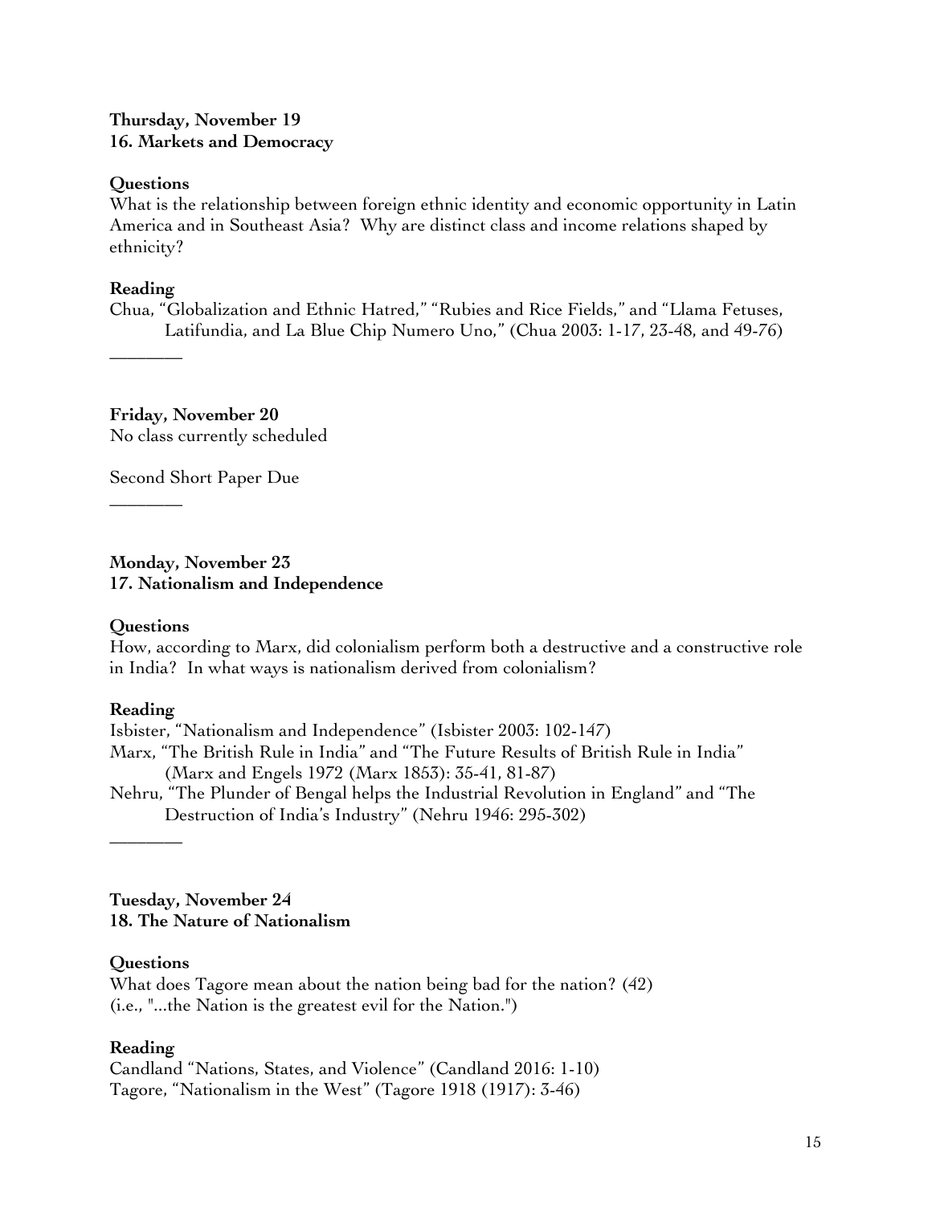**Thursday, November 19**
**16. Markets and Democracy**

**Questions**
What is the relationship between foreign ethnic identity and economic opportunity in Latin America and in Southeast Asia? Why are distinct class and income relations shaped by ethnicity?

**Reading**
Chua, "Globalization and Ethnic Hatred," "Rubies and Rice Fields," and "Llama Fetuses, Latifundia, and La Blue Chip Numero Uno," (Chua 2003: 1-17, 23-48, and 49-76)

________

**Friday, November 20**
No class currently scheduled

Second Short Paper Due

________

**Monday, November 23**
**17. Nationalism and Independence**

**Questions**
How, according to Marx, did colonialism perform both a destructive and a constructive role in India? In what ways is nationalism derived from colonialism?

**Reading**
Isbister, "Nationalism and Independence" (Isbister 2003: 102-147)
Marx, "The British Rule in India" and "The Future Results of British Rule in India" (Marx and Engels 1972 (Marx 1853): 35-41, 81-87)
Nehru, "The Plunder of Bengal helps the Industrial Revolution in England" and "The Destruction of India's Industry" (Nehru 1946: 295-302)

________

**Tuesday, November 24**
**18. The Nature of Nationalism**

**Questions**
What does Tagore mean about the nation being bad for the nation? (42)
(i.e., "...the Nation is the greatest evil for the Nation.")

**Reading**
Candland "Nations, States, and Violence" (Candland 2016: 1-10)
Tagore, "Nationalism in the West" (Tagore 1918 (1917): 3-46)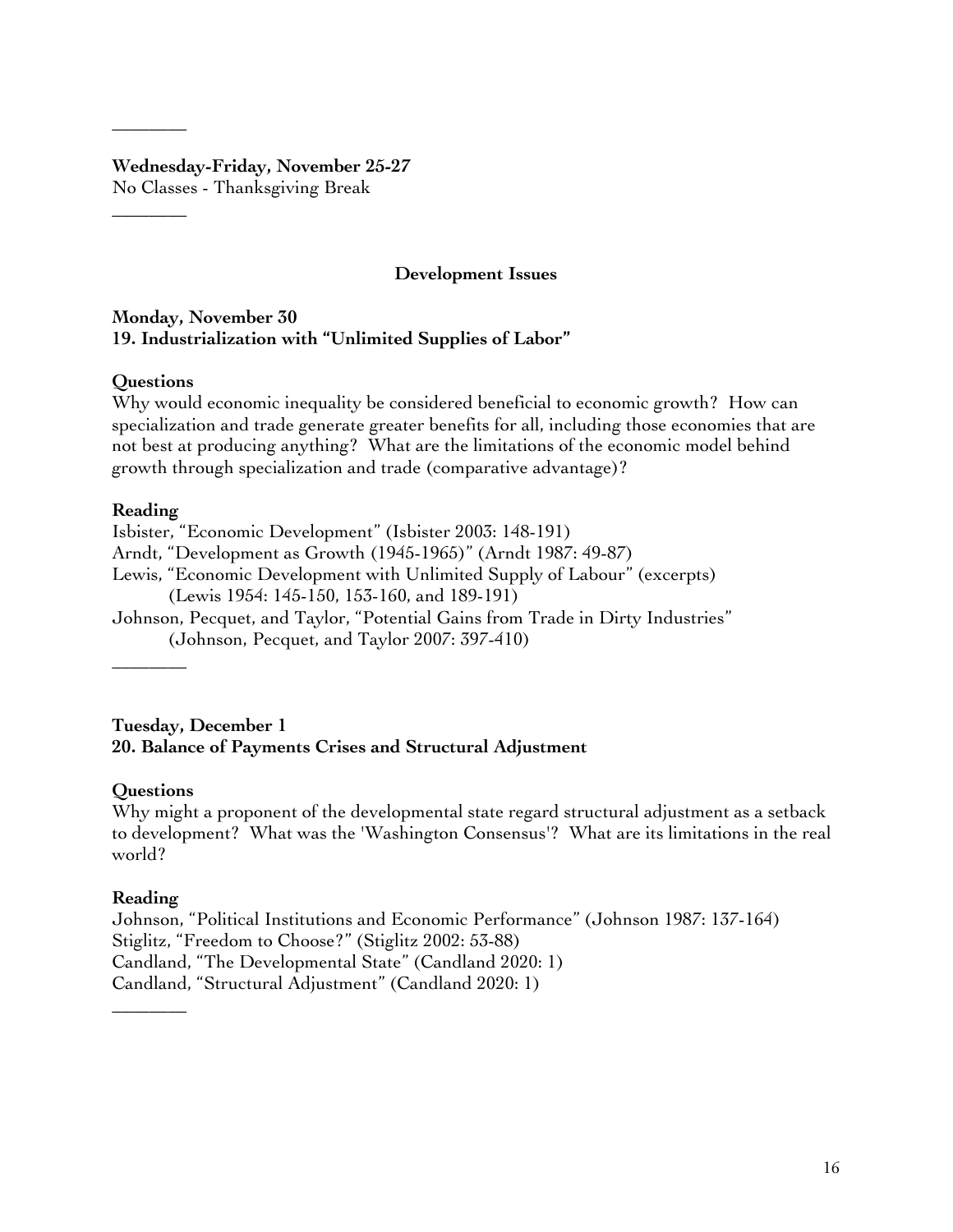________

**Wednesday-Friday, November 25-27**
No Classes - Thanksgiving Break

________

## Development Issues

**Monday, November 30**
**19. Industrialization with "Unlimited Supplies of Labor"**

**Questions**
Why would economic inequality be considered beneficial to economic growth? How can specialization and trade generate greater benefits for all, including those economies that are not best at producing anything? What are the limitations of the economic model behind growth through specialization and trade (comparative advantage)?

**Reading**
Isbister, "Economic Development" (Isbister 2003: 148-191)
Arndt, "Development as Growth (1945-1965)" (Arndt 1987: 49-87)
Lewis, "Economic Development with Unlimited Supply of Labour" (excerpts)
(Lewis 1954: 145-150, 153-160, and 189-191)
Johnson, Pecquet, and Taylor, "Potential Gains from Trade in Dirty Industries"
(Johnson, Pecquet, and Taylor 2007: 397-410)

________

**Tuesday, December 1**
**20. Balance of Payments Crises and Structural Adjustment**

**Questions**
Why might a proponent of the developmental state regard structural adjustment as a setback to development? What was the 'Washington Consensus'? What are its limitations in the real world?

**Reading**
Johnson, "Political Institutions and Economic Performance" (Johnson 1987: 137-164)
Stiglitz, "Freedom to Choose?" (Stiglitz 2002: 53-88)
Candland, "The Developmental State" (Candland 2020: 1)
Candland, "Structural Adjustment" (Candland 2020: 1)

________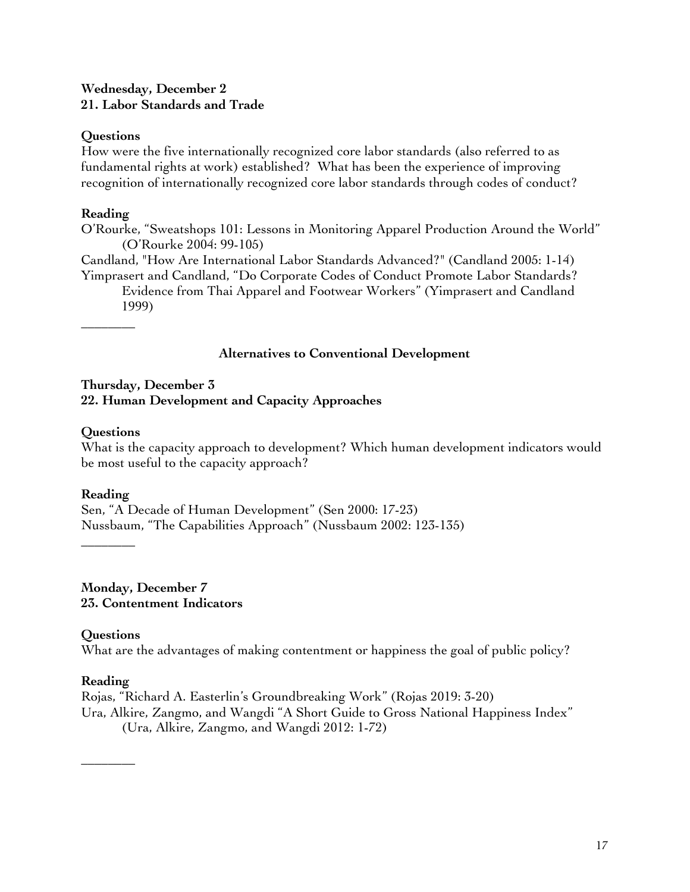**Wednesday, December 2**
**21. Labor Standards and Trade**

**Questions**

How were the five internationally recognized core labor standards (also referred to as fundamental rights at work) established? What has been the experience of improving recognition of internationally recognized core labor standards through codes of conduct?

**Reading**

O'Rourke, "Sweatshops 101: Lessons in Monitoring Apparel Production Around the World" (O'Rourke 2004: 99-105)

Candland, "How Are International Labor Standards Advanced?" (Candland 2005: 1-14)

Yimprasert and Candland, "Do Corporate Codes of Conduct Promote Labor Standards? Evidence from Thai Apparel and Footwear Workers" (Yimprasert and Candland 1999)

---

**Alternatives to Conventional Development**

**Thursday, December 3**
**22. Human Development and Capacity Approaches**

**Questions**

What is the capacity approach to development? Which human development indicators would be most useful to the capacity approach?

**Reading**

Sen, "A Decade of Human Development" (Sen 2000: 17-23)

Nussbaum, "The Capabilities Approach" (Nussbaum 2002: 123-135)

---

**Monday, December 7**
**23. Contentment Indicators**

**Questions**

What are the advantages of making contentment or happiness the goal of public policy?

**Reading**

Rojas, "Richard A. Easterlin's Groundbreaking Work" (Rojas 2019: 3-20)

Ura, Alkire, Zangmo, and Wangdi "A Short Guide to Gross National Happiness Index" (Ura, Alkire, Zangmo, and Wangdi 2012: 1-72)

---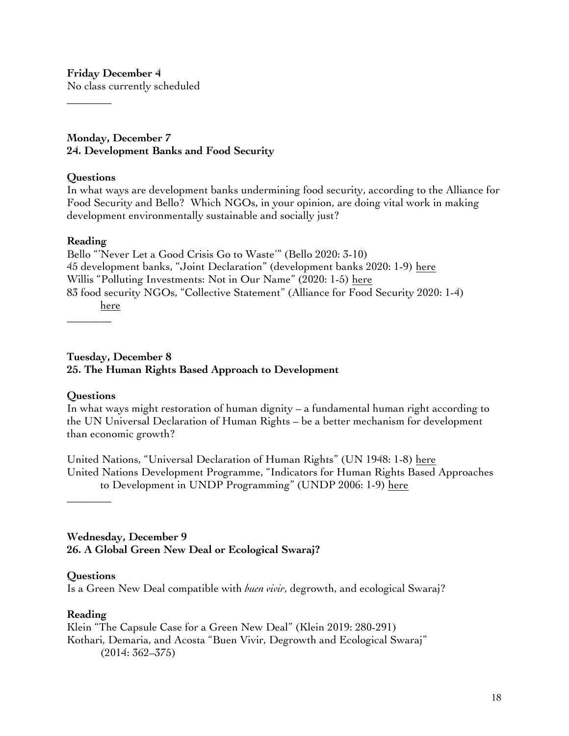**Friday December 4**
No class currently scheduled

________

**Monday, December 7**
**24. Development Banks and Food Security**

**Questions**
In what ways are development banks undermining food security, according to the Alliance for Food Security and Bello? Which NGOs, in your opinion, are doing vital work in making development environmentally sustainable and socially just?

**Reading**
Bello "'Never Let a Good Crisis Go to Waste'" (Bello 2020: 3-10)
45 development banks, "Joint Declaration" (development banks 2020: 1-9) here
Willis "Polluting Investments: Not in Our Name" (2020: 1-5) here
83 food security NGOs, "Collective Statement" (Alliance for Food Security 2020: 1-4) here

________

**Tuesday, December 8**
**25. The Human Rights Based Approach to Development**

**Questions**
In what ways might restoration of human dignity – a fundamental human right according to the UN Universal Declaration of Human Rights – be a better mechanism for development than economic growth?

United Nations, "Universal Declaration of Human Rights" (UN 1948: 1-8) here
United Nations Development Programme, "Indicators for Human Rights Based Approaches to Development in UNDP Programming" (UNDP 2006: 1-9) here

________

**Wednesday, December 9**
**26. A Global Green New Deal or Ecological Swaraj?**

**Questions**
Is a Green New Deal compatible with *buen vivir*, degrowth, and ecological Swaraj?

**Reading**
Klein "The Capsule Case for a Green New Deal" (Klein 2019: 280-291)
Kothari, Demaria, and Acosta "Buen Vivir, Degrowth and Ecological Swaraj" (2014: 362–375)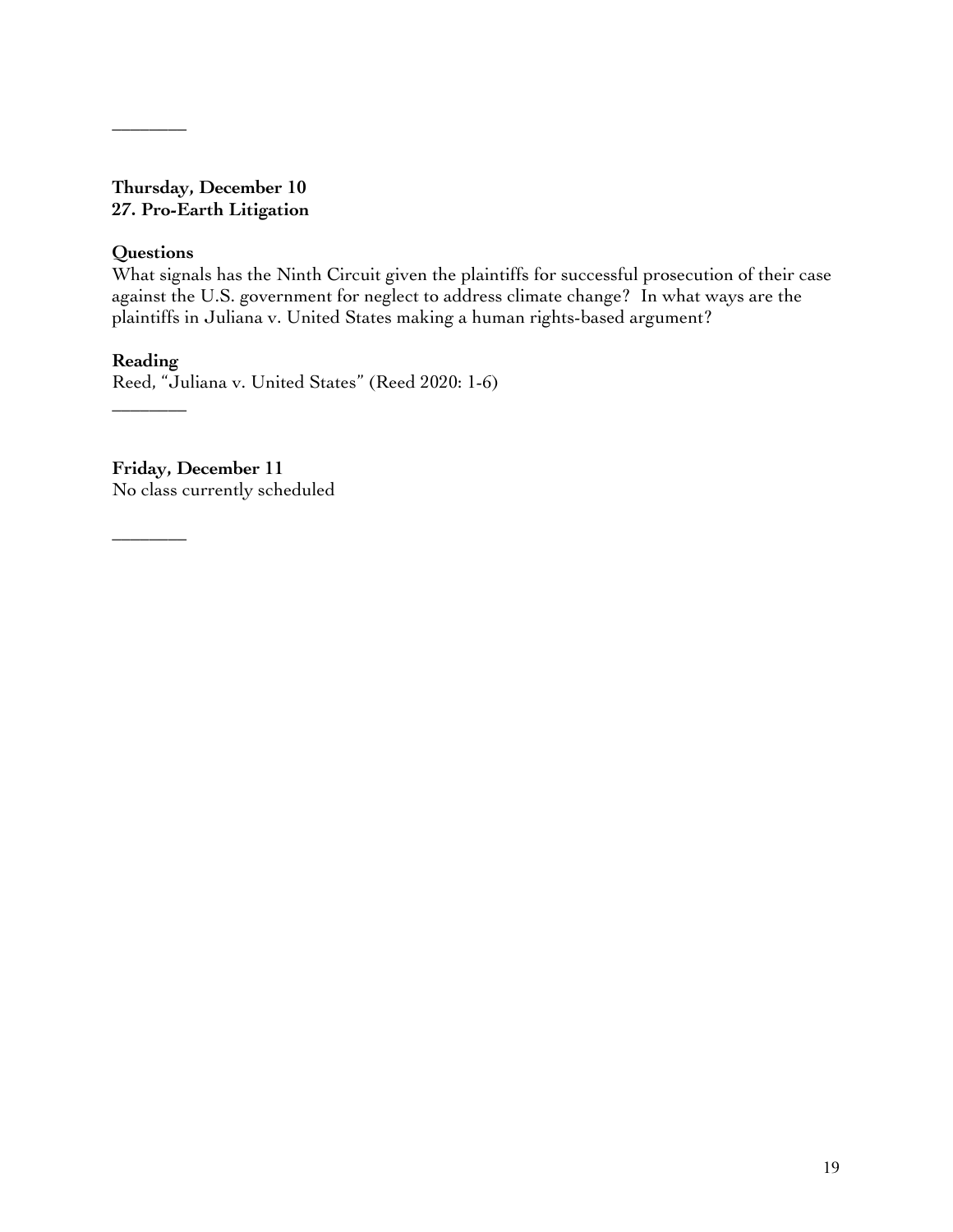________

**Thursday, December 10**
**27. Pro-Earth Litigation**

**Questions**
What signals has the Ninth Circuit given the plaintiffs for successful prosecution of their case against the U.S. government for neglect to address climate change? In what ways are the plaintiffs in Juliana v. United States making a human rights-based argument?

**Reading**
Reed, "Juliana v. United States" (Reed 2020: 1-6)

________

**Friday, December 11**
No class currently scheduled

________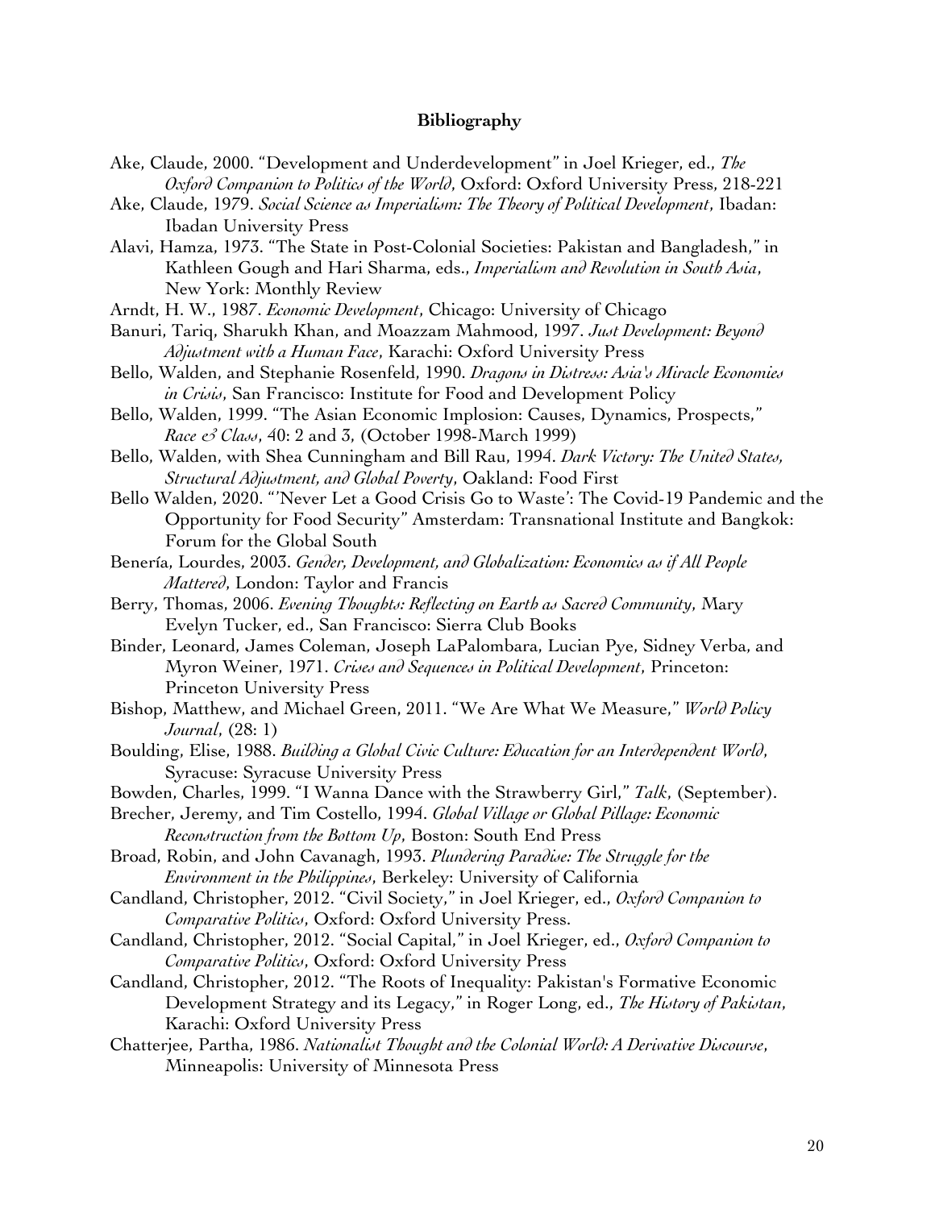## Bibliography

Ake, Claude, 2000. "Development and Underdevelopment" in Joel Krieger, ed., *The Oxford Companion to Politics of the World*, Oxford: Oxford University Press, 218-221

Ake, Claude, 1979. *Social Science as Imperialism: The Theory of Political Development*, Ibadan: Ibadan University Press

Alavi, Hamza, 1973. "The State in Post-Colonial Societies: Pakistan and Bangladesh," in Kathleen Gough and Hari Sharma, eds., *Imperialism and Revolution in South Asia*, New York: Monthly Review

Arndt, H. W., 1987. *Economic Development*, Chicago: University of Chicago

Banuri, Tariq, Sharukh Khan, and Moazzam Mahmood, 1997. *Just Development: Beyond Adjustment with a Human Face*, Karachi: Oxford University Press

Bello, Walden, and Stephanie Rosenfeld, 1990. *Dragons in Distress: Asia's Miracle Economies in Crisis*, San Francisco: Institute for Food and Development Policy

Bello, Walden, 1999. "The Asian Economic Implosion: Causes, Dynamics, Prospects," *Race & Class*, 40: 2 and 3, (October 1998-March 1999)

Bello, Walden, with Shea Cunningham and Bill Rau, 1994. *Dark Victory: The United States, Structural Adjustment, and Global Poverty*, Oakland: Food First

Bello Walden, 2020. "'Never Let a Good Crisis Go to Waste': The Covid-19 Pandemic and the Opportunity for Food Security" Amsterdam: Transnational Institute and Bangkok: Forum for the Global South

Benería, Lourdes, 2003. *Gender, Development, and Globalization: Economics as if All People Mattered*, London: Taylor and Francis

Berry, Thomas, 2006. *Evening Thoughts: Reflecting on Earth as Sacred Community*, Mary Evelyn Tucker, ed., San Francisco: Sierra Club Books

Binder, Leonard, James Coleman, Joseph LaPalombara, Lucian Pye, Sidney Verba, and Myron Weiner, 1971. *Crises and Sequences in Political Development*, Princeton: Princeton University Press

Bishop, Matthew, and Michael Green, 2011. "We Are What We Measure," *World Policy Journal*, (28: 1)

Boulding, Elise, 1988. *Building a Global Civic Culture: Education for an Interdependent World*, Syracuse: Syracuse University Press

Bowden, Charles, 1999. "I Wanna Dance with the Strawberry Girl," *Talk*, (September).

Brecher, Jeremy, and Tim Costello, 1994. *Global Village or Global Pillage: Economic Reconstruction from the Bottom Up*, Boston: South End Press

Broad, Robin, and John Cavanagh, 1993. *Plundering Paradise: The Struggle for the Environment in the Philippines*, Berkeley: University of California

Candland, Christopher, 2012. "Civil Society," in Joel Krieger, ed., *Oxford Companion to Comparative Politics*, Oxford: Oxford University Press.

Candland, Christopher, 2012. "Social Capital," in Joel Krieger, ed., *Oxford Companion to Comparative Politics*, Oxford: Oxford University Press

Candland, Christopher, 2012. "The Roots of Inequality: Pakistan's Formative Economic Development Strategy and its Legacy," in Roger Long, ed., *The History of Pakistan*, Karachi: Oxford University Press

Chatterjee, Partha, 1986. *Nationalist Thought and the Colonial World: A Derivative Discourse*, Minneapolis: University of Minnesota Press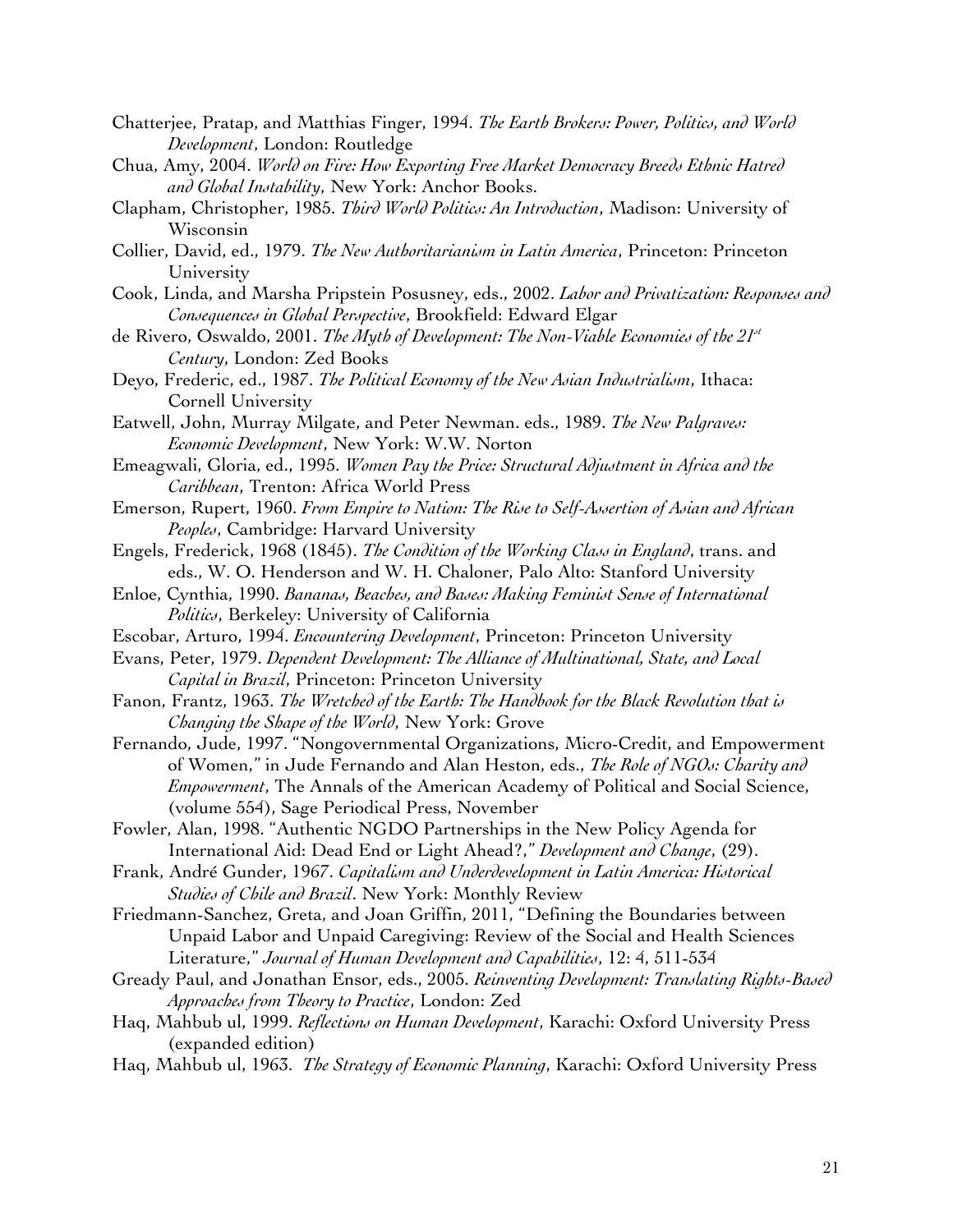Chatterjee, Pratap, and Matthias Finger, 1994. *The Earth Brokers: Power, Politics, and World Development*, London: Routledge

Chua, Amy, 2004. *World on Fire: How Exporting Free Market Democracy Breeds Ethnic Hatred and Global Instability*, New York: Anchor Books.

Clapham, Christopher, 1985. *Third World Politics: An Introduction*, Madison: University of Wisconsin

Collier, David, ed., 1979. *The New Authoritarianism in Latin America*, Princeton: Princeton University

Cook, Linda, and Marsha Pripstein Posusney, eds., 2002. *Labor and Privatization: Responses and Consequences in Global Perspective*, Brookfield: Edward Elgar

de Rivero, Oswaldo, 2001. *The Myth of Development: The Non-Viable Economies of the 21st Century*, London: Zed Books

Deyo, Frederic, ed., 1987. *The Political Economy of the New Asian Industrialism*, Ithaca: Cornell University

Eatwell, John, Murray Milgate, and Peter Newman. eds., 1989. *The New Palgraves: Economic Development*, New York: W.W. Norton

Emeagwali, Gloria, ed., 1995. *Women Pay the Price: Structural Adjustment in Africa and the Caribbean*, Trenton: Africa World Press

Emerson, Rupert, 1960. *From Empire to Nation: The Rise to Self-Assertion of Asian and African Peoples*, Cambridge: Harvard University

Engels, Frederick, 1968 (1845). *The Condition of the Working Class in England*, trans. and eds., W. O. Henderson and W. H. Chaloner, Palo Alto: Stanford University

Enloe, Cynthia, 1990. *Bananas, Beaches, and Bases: Making Feminist Sense of International Politics*, Berkeley: University of California

Escobar, Arturo, 1994. *Encountering Development*, Princeton: Princeton University

Evans, Peter, 1979. *Dependent Development: The Alliance of Multinational, State, and Local Capital in Brazil*, Princeton: Princeton University

Fanon, Frantz, 1963. *The Wretched of the Earth: The Handbook for the Black Revolution that is Changing the Shape of the World*, New York: Grove

Fernando, Jude, 1997. "Nongovernmental Organizations, Micro-Credit, and Empowerment of Women," in Jude Fernando and Alan Heston, eds., *The Role of NGOs: Charity and Empowerment*, The Annals of the American Academy of Political and Social Science, (volume 554), Sage Periodical Press, November

Fowler, Alan, 1998. "Authentic NGDO Partnerships in the New Policy Agenda for International Aid: Dead End or Light Ahead?," *Development and Change*, (29).

Frank, André Gunder, 1967. *Capitalism and Underdevelopment in Latin America: Historical Studies of Chile and Brazil*. New York: Monthly Review

Friedmann-Sanchez, Greta, and Joan Griffin, 2011, "Defining the Boundaries between Unpaid Labor and Unpaid Caregiving: Review of the Social and Health Sciences Literature," *Journal of Human Development and Capabilities*, 12: 4, 511-534

Gready Paul, and Jonathan Ensor, eds., 2005. *Reinventing Development: Translating Rights-Based Approaches from Theory to Practice*, London: Zed

Haq, Mahbub ul, 1999. *Reflections on Human Development*, Karachi: Oxford University Press (expanded edition)

Haq, Mahbub ul, 1963. *The Strategy of Economic Planning*, Karachi: Oxford University Press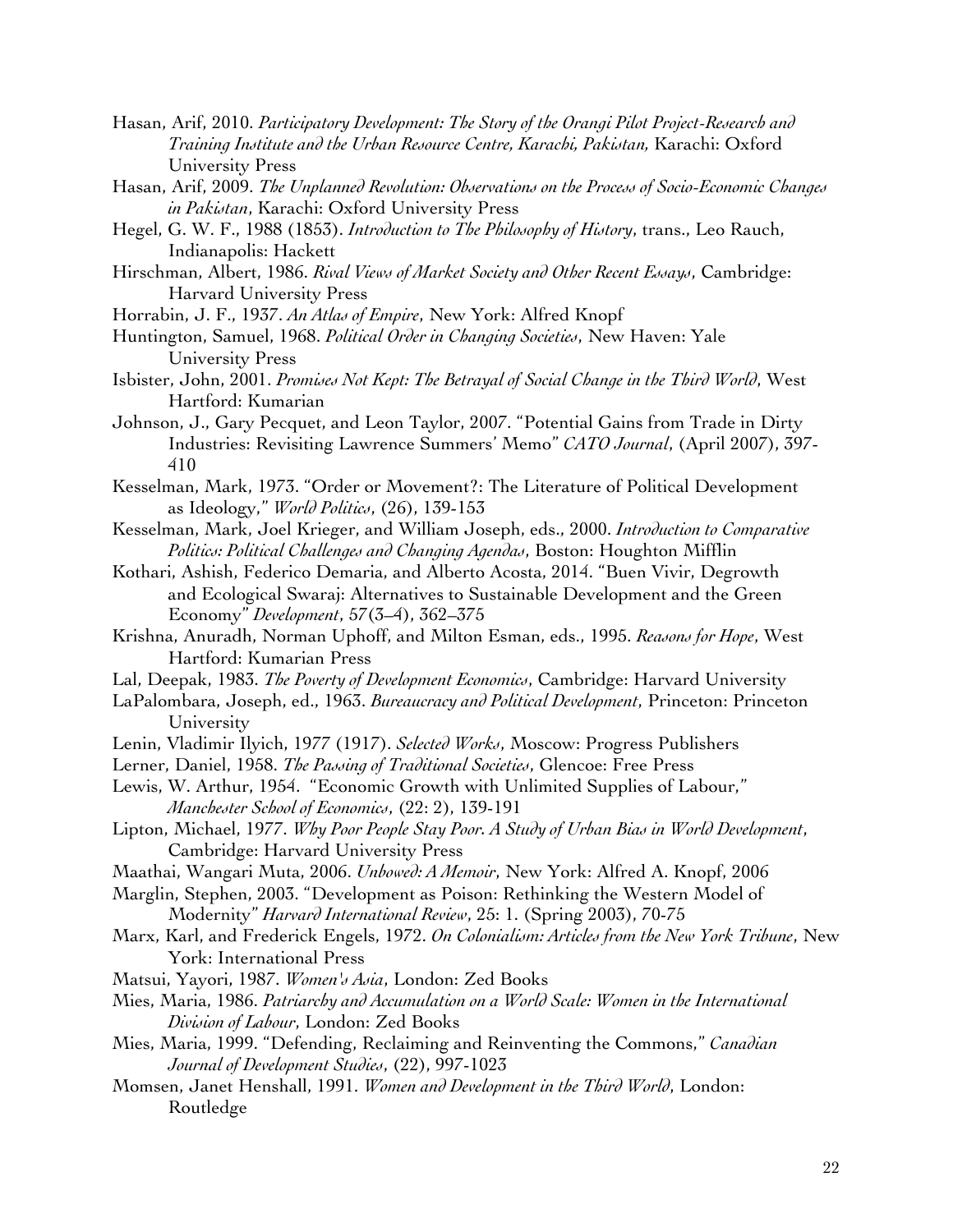Hasan, Arif, 2010. *Participatory Development: The Story of the Orangi Pilot Project-Research and Training Institute and the Urban Resource Centre, Karachi, Pakistan,* Karachi: Oxford University Press

Hasan, Arif, 2009. *The Unplanned Revolution: Observations on the Process of Socio-Economic Changes in Pakistan*, Karachi: Oxford University Press

Hegel, G. W. F., 1988 (1853). *Introduction to The Philosophy of History*, trans., Leo Rauch, Indianapolis: Hackett

Hirschman, Albert, 1986. *Rival Views of Market Society and Other Recent Essays*, Cambridge: Harvard University Press

Horrabin, J. F., 1937. *An Atlas of Empire*, New York: Alfred Knopf

Huntington, Samuel, 1968. *Political Order in Changing Societies*, New Haven: Yale University Press

Isbister, John, 2001. *Promises Not Kept: The Betrayal of Social Change in the Third World*, West Hartford: Kumarian

Johnson, J., Gary Pecquet, and Leon Taylor, 2007. "Potential Gains from Trade in Dirty Industries: Revisiting Lawrence Summers' Memo" *CATO Journal*, (April 2007), 397-410

Kesselman, Mark, 1973. "Order or Movement?: The Literature of Political Development as Ideology," *World Politics*, (26), 139-153

Kesselman, Mark, Joel Krieger, and William Joseph, eds., 2000. *Introduction to Comparative Politics: Political Challenges and Changing Agendas*, Boston: Houghton Mifflin

Kothari, Ashish, Federico Demaria, and Alberto Acosta, 2014. "Buen Vivir, Degrowth and Ecological Swaraj: Alternatives to Sustainable Development and the Green Economy" *Development*, 57(3–4), 362–375

Krishna, Anuradh, Norman Uphoff, and Milton Esman, eds., 1995. *Reasons for Hope*, West Hartford: Kumarian Press

Lal, Deepak, 1983. *The Poverty of Development Economics*, Cambridge: Harvard University

LaPalombara, Joseph, ed., 1963. *Bureaucracy and Political Development*, Princeton: Princeton University

Lenin, Vladimir Ilyich, 1977 (1917). *Selected Works*, Moscow: Progress Publishers

Lerner, Daniel, 1958. *The Passing of Traditional Societies*, Glencoe: Free Press

Lewis, W. Arthur, 1954. "Economic Growth with Unlimited Supplies of Labour," *Manchester School of Economics*, (22: 2), 139-191

Lipton, Michael, 1977. *Why Poor People Stay Poor. A Study of Urban Bias in World Development*, Cambridge: Harvard University Press

Maathai, Wangari Muta, 2006. *Unbowed: A Memoir*, New York: Alfred A. Knopf, 2006

Marglin, Stephen, 2003. "Development as Poison: Rethinking the Western Model of Modernity" *Harvard International Review*, 25: 1. (Spring 2003), 70-75

Marx, Karl, and Frederick Engels, 1972. *On Colonialism: Articles from the New York Tribune*, New York: International Press

Matsui, Yayori, 1987. *Women's Asia*, London: Zed Books

Mies, Maria, 1986. *Patriarchy and Accumulation on a World Scale: Women in the International Division of Labour*, London: Zed Books

Mies, Maria, 1999. "Defending, Reclaiming and Reinventing the Commons," *Canadian Journal of Development Studies*, (22), 997-1023

Momsen, Janet Henshall, 1991. *Women and Development in the Third World*, London: Routledge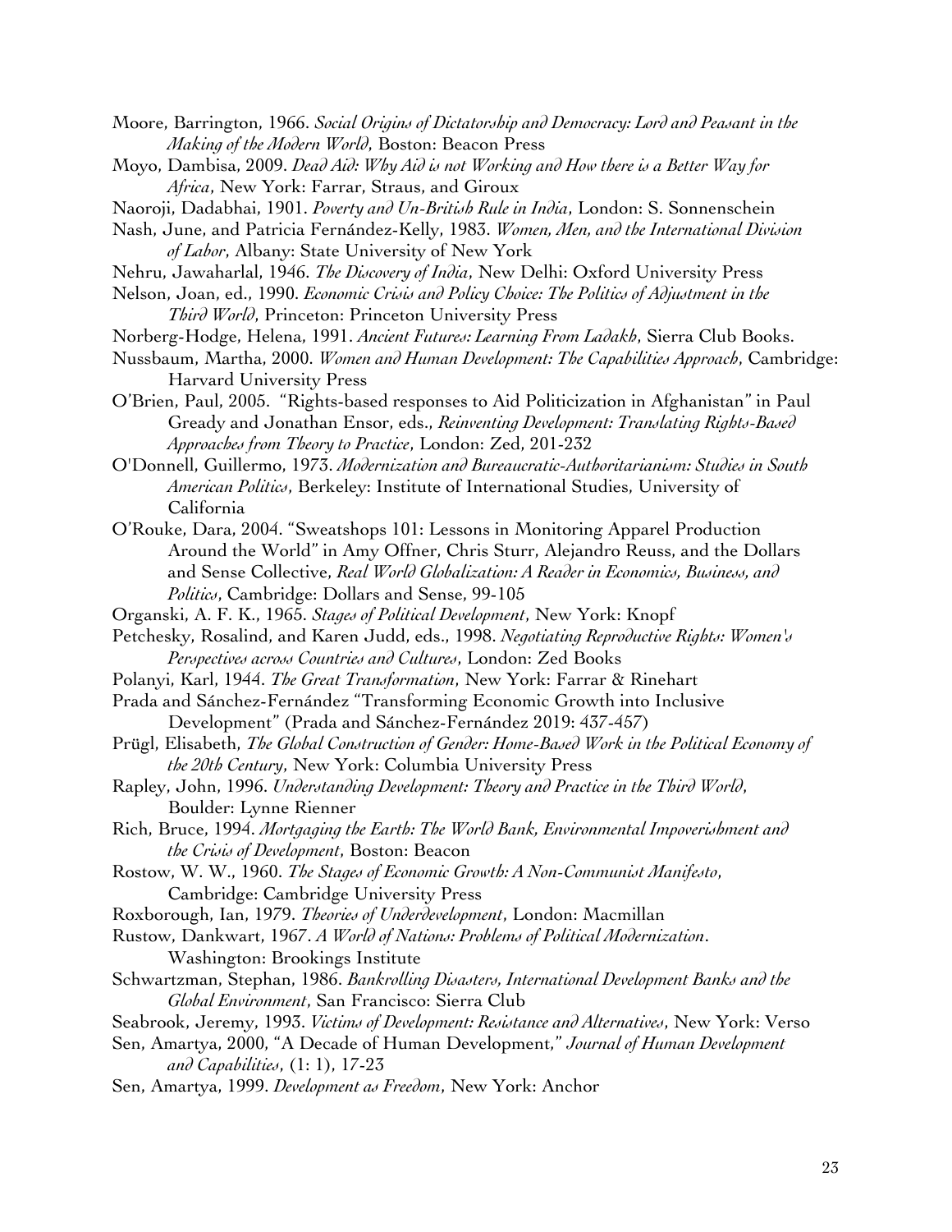Moore, Barrington, 1966. *Social Origins of Dictatorship and Democracy: Lord and Peasant in the Making of the Modern World*, Boston: Beacon Press

Moyo, Dambisa, 2009. *Dead Aid: Why Aid is not Working and How there is a Better Way for Africa*, New York: Farrar, Straus, and Giroux

Naoroji, Dadabhai, 1901. *Poverty and Un-British Rule in India*, London: S. Sonnenschein

Nash, June, and Patricia Fernández-Kelly, 1983. *Women, Men, and the International Division of Labor*, Albany: State University of New York

Nehru, Jawaharlal, 1946. *The Discovery of India*, New Delhi: Oxford University Press

Nelson, Joan, ed., 1990. *Economic Crisis and Policy Choice: The Politics of Adjustment in the Third World*, Princeton: Princeton University Press

Norberg-Hodge, Helena, 1991. *Ancient Futures: Learning From Ladakh*, Sierra Club Books.

Nussbaum, Martha, 2000. *Women and Human Development: The Capabilities Approach*, Cambridge: Harvard University Press

O'Brien, Paul, 2005. "Rights-based responses to Aid Politicization in Afghanistan" in Paul Gready and Jonathan Ensor, eds., *Reinventing Development: Translating Rights-Based Approaches from Theory to Practice*, London: Zed, 201-232

O'Donnell, Guillermo, 1973. *Modernization and Bureaucratic-Authoritarianism: Studies in South American Politics*, Berkeley: Institute of International Studies, University of California

O'Rouke, Dara, 2004. "Sweatshops 101: Lessons in Monitoring Apparel Production Around the World" in Amy Offner, Chris Sturr, Alejandro Reuss, and the Dollars and Sense Collective, *Real World Globalization: A Reader in Economics, Business, and Politics*, Cambridge: Dollars and Sense, 99-105

Organski, A. F. K., 1965. *Stages of Political Development*, New York: Knopf

Petchesky, Rosalind, and Karen Judd, eds., 1998. *Negotiating Reproductive Rights: Women's Perspectives across Countries and Cultures*, London: Zed Books

Polanyi, Karl, 1944. *The Great Transformation*, New York: Farrar & Rinehart

Prada and Sánchez-Fernández "Transforming Economic Growth into Inclusive Development" (Prada and Sánchez-Fernández 2019: 437-457)

Prügl, Elisabeth, *The Global Construction of Gender: Home-Based Work in the Political Economy of the 20th Century*, New York: Columbia University Press

Rapley, John, 1996. *Understanding Development: Theory and Practice in the Third World*, Boulder: Lynne Rienner

Rich, Bruce, 1994. *Mortgaging the Earth: The World Bank, Environmental Impoverishment and the Crisis of Development*, Boston: Beacon

Rostow, W. W., 1960. *The Stages of Economic Growth: A Non-Communist Manifesto*, Cambridge: Cambridge University Press

Roxborough, Ian, 1979. *Theories of Underdevelopment*, London: Macmillan

Rustow, Dankwart, 1967. *A World of Nations: Problems of Political Modernization*. Washington: Brookings Institute

Schwartzman, Stephan, 1986. *Bankrolling Disasters, International Development Banks and the Global Environment*, San Francisco: Sierra Club

Seabrook, Jeremy, 1993. *Victims of Development: Resistance and Alternatives*, New York: Verso

Sen, Amartya, 2000, "A Decade of Human Development," *Journal of Human Development and Capabilities*, (1: 1), 17-23

Sen, Amartya, 1999. *Development as Freedom*, New York: Anchor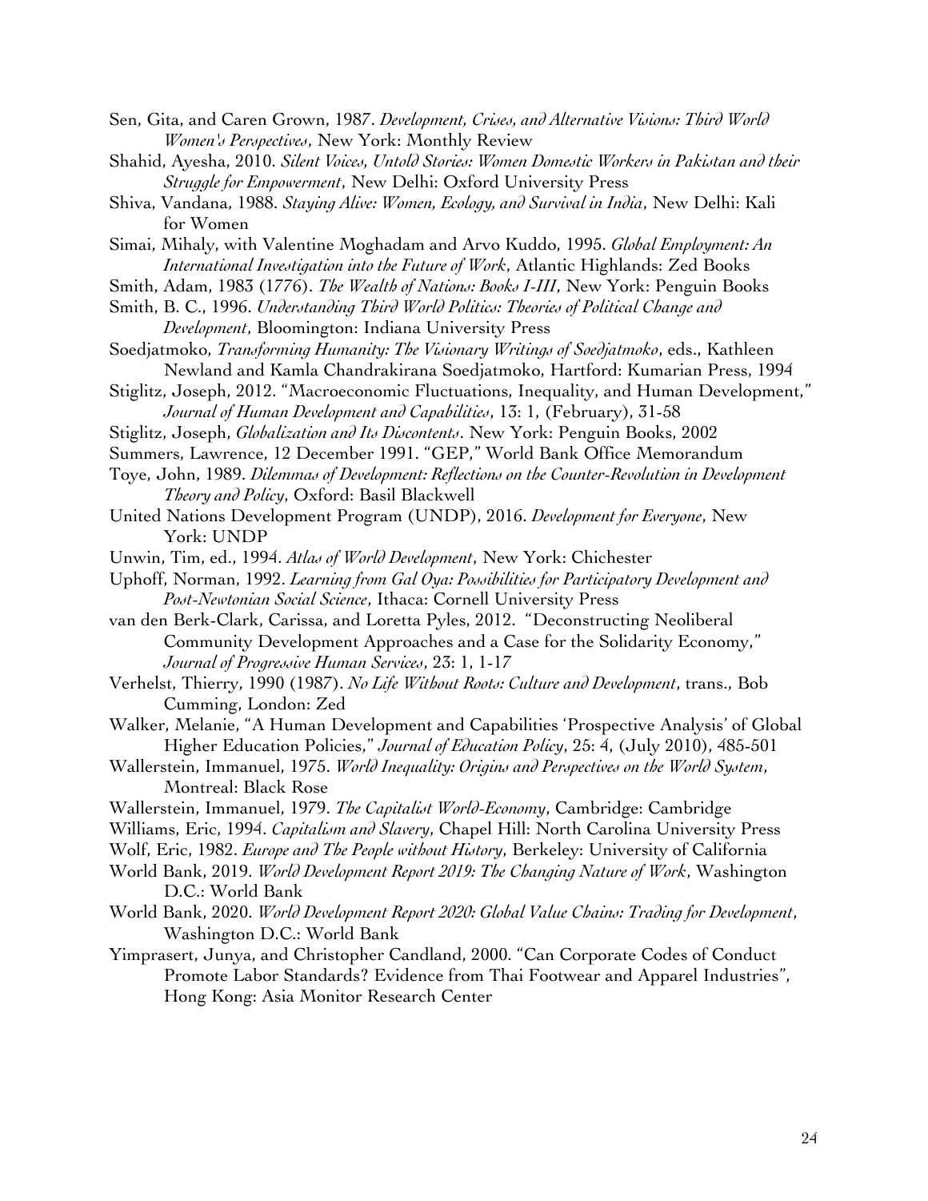Sen, Gita, and Caren Grown, 1987. *Development, Crises, and Alternative Visions: Third World Women's Perspectives*, New York: Monthly Review

Shahid, Ayesha, 2010. *Silent Voices, Untold Stories: Women Domestic Workers in Pakistan and their Struggle for Empowerment*, New Delhi: Oxford University Press

Shiva, Vandana, 1988. *Staying Alive: Women, Ecology, and Survival in India*, New Delhi: Kali for Women

Simai, Mihaly, with Valentine Moghadam and Arvo Kuddo, 1995. *Global Employment: An International Investigation into the Future of Work*, Atlantic Highlands: Zed Books

Smith, Adam, 1983 (1776). *The Wealth of Nations: Books I-III*, New York: Penguin Books

Smith, B. C., 1996. *Understanding Third World Politics: Theories of Political Change and Development*, Bloomington: Indiana University Press

Soedjatmoko, *Transforming Humanity: The Visionary Writings of Soedjatmoko*, eds., Kathleen Newland and Kamla Chandrakirana Soedjatmoko, Hartford: Kumarian Press, 1994

Stiglitz, Joseph, 2012. "Macroeconomic Fluctuations, Inequality, and Human Development," *Journal of Human Development and Capabilities*, 13: 1, (February), 31-58

Stiglitz, Joseph, *Globalization and Its Discontents*. New York: Penguin Books, 2002

Summers, Lawrence, 12 December 1991. "GEP," World Bank Office Memorandum

Toye, John, 1989. *Dilemmas of Development: Reflections on the Counter-Revolution in Development Theory and Policy*, Oxford: Basil Blackwell

United Nations Development Program (UNDP), 2016. *Development for Everyone*, New York: UNDP

Unwin, Tim, ed., 1994. *Atlas of World Development*, New York: Chichester

Uphoff, Norman, 1992. *Learning from Gal Oya: Possibilities for Participatory Development and Post-Newtonian Social Science*, Ithaca: Cornell University Press

van den Berk-Clark, Carissa, and Loretta Pyles, 2012. "Deconstructing Neoliberal Community Development Approaches and a Case for the Solidarity Economy," *Journal of Progressive Human Services*, 23: 1, 1-17

Verhelst, Thierry, 1990 (1987). *No Life Without Roots: Culture and Development*, trans., Bob Cumming, London: Zed

Walker, Melanie, "A Human Development and Capabilities 'Prospective Analysis' of Global Higher Education Policies," *Journal of Education Policy*, 25: 4, (July 2010), 485-501

Wallerstein, Immanuel, 1975. *World Inequality: Origins and Perspectives on the World System*, Montreal: Black Rose

Wallerstein, Immanuel, 1979. *The Capitalist World-Economy*, Cambridge: Cambridge

Williams, Eric, 1994. *Capitalism and Slavery*, Chapel Hill: North Carolina University Press

Wolf, Eric, 1982. *Europe and The People without History*, Berkeley: University of California

World Bank, 2019. *World Development Report 2019: The Changing Nature of Work*, Washington D.C.: World Bank

World Bank, 2020. *World Development Report 2020: Global Value Chains: Trading for Development*, Washington D.C.: World Bank

Yimprasert, Junya, and Christopher Candland, 2000. "Can Corporate Codes of Conduct Promote Labor Standards? Evidence from Thai Footwear and Apparel Industries", Hong Kong: Asia Monitor Research Center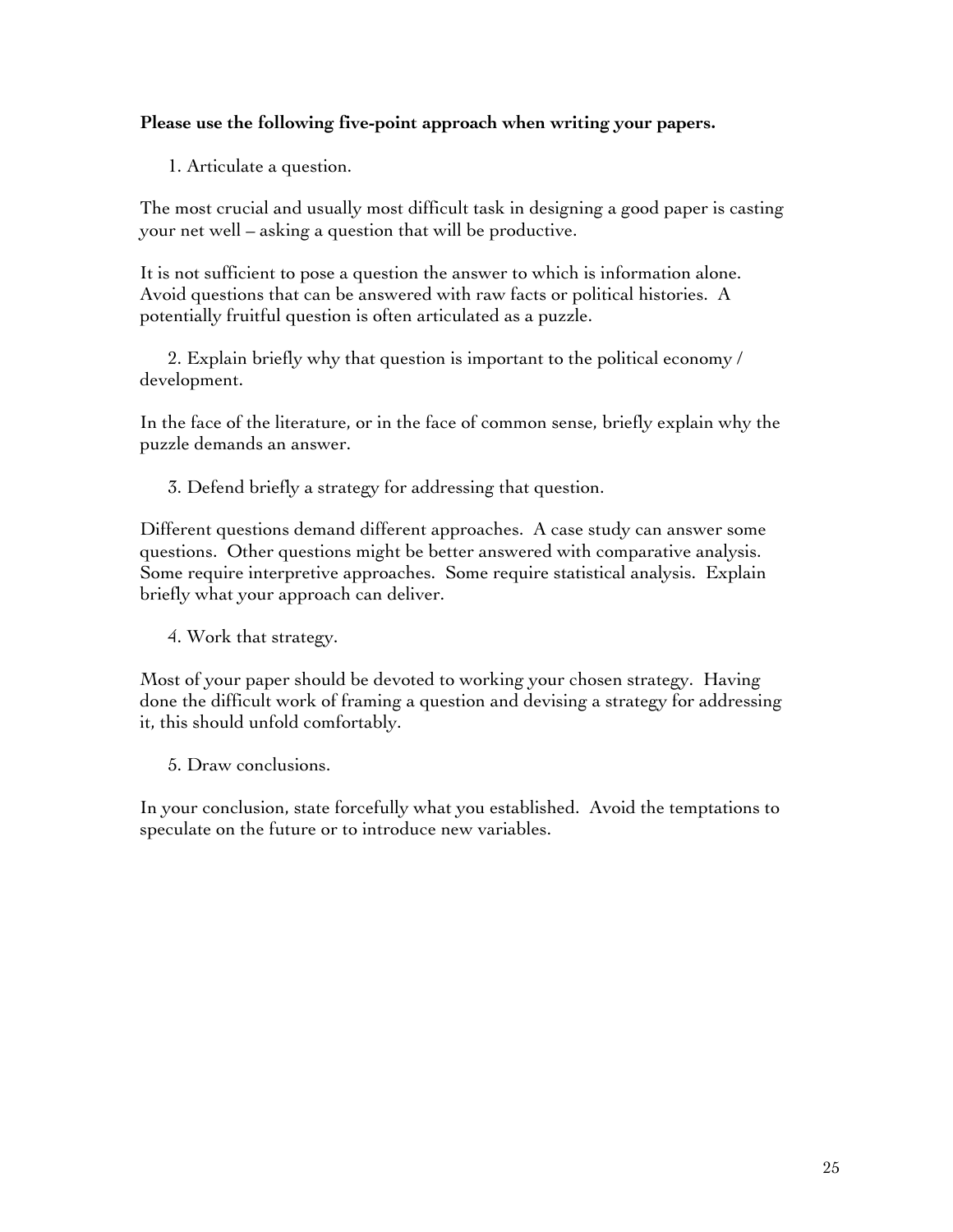**Please use the following five-point approach when writing your papers.**

1. Articulate a question.

The most crucial and usually most difficult task in designing a good paper is casting your net well – asking a question that will be productive.

It is not sufficient to pose a question the answer to which is information alone. Avoid questions that can be answered with raw facts or political histories. A potentially fruitful question is often articulated as a puzzle.

2. Explain briefly why that question is important to the political economy / development.

In the face of the literature, or in the face of common sense, briefly explain why the puzzle demands an answer.

3. Defend briefly a strategy for addressing that question.

Different questions demand different approaches. A case study can answer some questions. Other questions might be better answered with comparative analysis. Some require interpretive approaches. Some require statistical analysis. Explain briefly what your approach can deliver.

4. Work that strategy.

Most of your paper should be devoted to working your chosen strategy. Having done the difficult work of framing a question and devising a strategy for addressing it, this should unfold comfortably.

5. Draw conclusions.

In your conclusion, state forcefully what you established. Avoid the temptations to speculate on the future or to introduce new variables.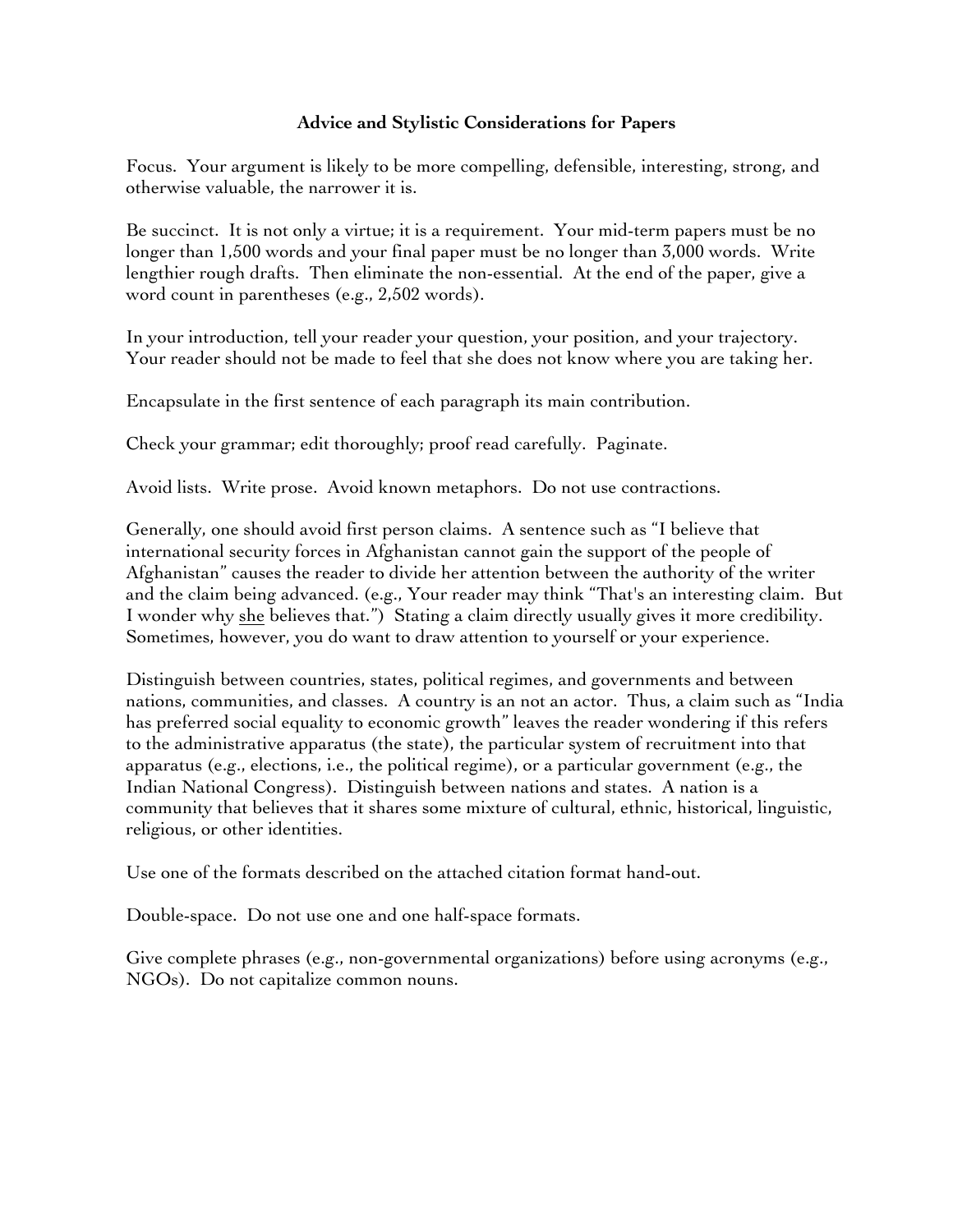## Advice and Stylistic Considerations for Papers

Focus. Your argument is likely to be more compelling, defensible, interesting, strong, and otherwise valuable, the narrower it is.

Be succinct. It is not only a virtue; it is a requirement. Your mid-term papers must be no longer than 1,500 words and your final paper must be no longer than 3,000 words. Write lengthier rough drafts. Then eliminate the non-essential. At the end of the paper, give a word count in parentheses (e.g., 2,502 words).

In your introduction, tell your reader your question, your position, and your trajectory. Your reader should not be made to feel that she does not know where you are taking her.

Encapsulate in the first sentence of each paragraph its main contribution.

Check your grammar; edit thoroughly; proof read carefully. Paginate.

Avoid lists. Write prose. Avoid known metaphors. Do not use contractions.

Generally, one should avoid first person claims. A sentence such as "I believe that international security forces in Afghanistan cannot gain the support of the people of Afghanistan" causes the reader to divide her attention between the authority of the writer and the claim being advanced. (e.g., Your reader may think "That's an interesting claim. But I wonder why <u>she</u> believes that.") Stating a claim directly usually gives it more credibility. Sometimes, however, you do want to draw attention to yourself or your experience.

Distinguish between countries, states, political regimes, and governments and between nations, communities, and classes. A country is an not an actor. Thus, a claim such as "India has preferred social equality to economic growth" leaves the reader wondering if this refers to the administrative apparatus (the state), the particular system of recruitment into that apparatus (e.g., elections, i.e., the political regime), or a particular government (e.g., the Indian National Congress). Distinguish between nations and states. A nation is a community that believes that it shares some mixture of cultural, ethnic, historical, linguistic, religious, or other identities.

Use one of the formats described on the attached citation format hand-out.

Double-space. Do not use one and one half-space formats.

Give complete phrases (e.g., non-governmental organizations) before using acronyms (e.g., NGOs). Do not capitalize common nouns.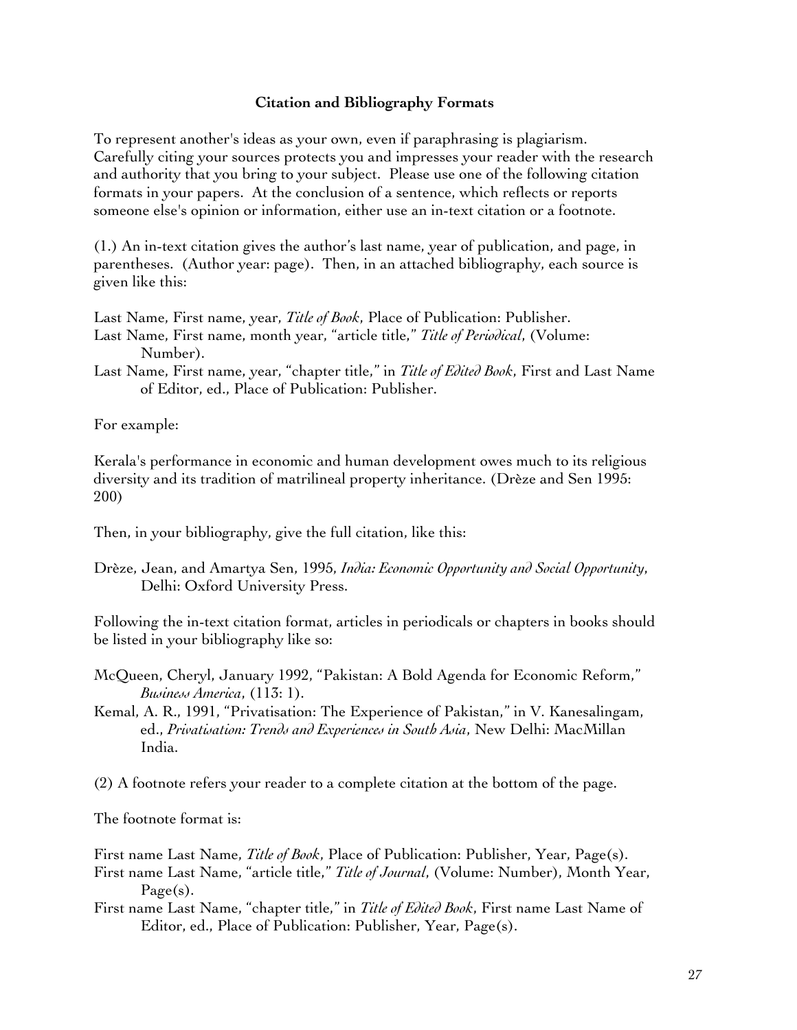**Citation and Bibliography Formats**

To represent another's ideas as your own, even if paraphrasing is plagiarism. Carefully citing your sources protects you and impresses your reader with the research and authority that you bring to your subject. Please use one of the following citation formats in your papers. At the conclusion of a sentence, which reflects or reports someone else's opinion or information, either use an in-text citation or a footnote.

(1.) An in-text citation gives the author's last name, year of publication, and page, in parentheses. (Author year: page). Then, in an attached bibliography, each source is given like this:

Last Name, First name, year, *Title of Book*, Place of Publication: Publisher.
Last Name, First name, month year, "article title," *Title of Periodical*, (Volume: Number).
Last Name, First name, year, "chapter title," in *Title of Edited Book*, First and Last Name of Editor, ed., Place of Publication: Publisher.

For example:

Kerala's performance in economic and human development owes much to its religious diversity and its tradition of matrilineal property inheritance. (Drèze and Sen 1995: 200)

Then, in your bibliography, give the full citation, like this:

Drèze, Jean, and Amartya Sen, 1995, *India: Economic Opportunity and Social Opportunity*, Delhi: Oxford University Press.

Following the in-text citation format, articles in periodicals or chapters in books should be listed in your bibliography like so:

McQueen, Cheryl, January 1992, "Pakistan: A Bold Agenda for Economic Reform," *Business America*, (113: 1).
Kemal, A. R., 1991, "Privatisation: The Experience of Pakistan," in V. Kanesalingam, ed., *Privatisation: Trends and Experiences in South Asia*, New Delhi: MacMillan India.

(2) A footnote refers your reader to a complete citation at the bottom of the page.

The footnote format is:

First name Last Name, *Title of Book*, Place of Publication: Publisher, Year, Page(s).
First name Last Name, "article title," *Title of Journal*, (Volume: Number), Month Year, Page(s).
First name Last Name, "chapter title," in *Title of Edited Book*, First name Last Name of Editor, ed., Place of Publication: Publisher, Year, Page(s).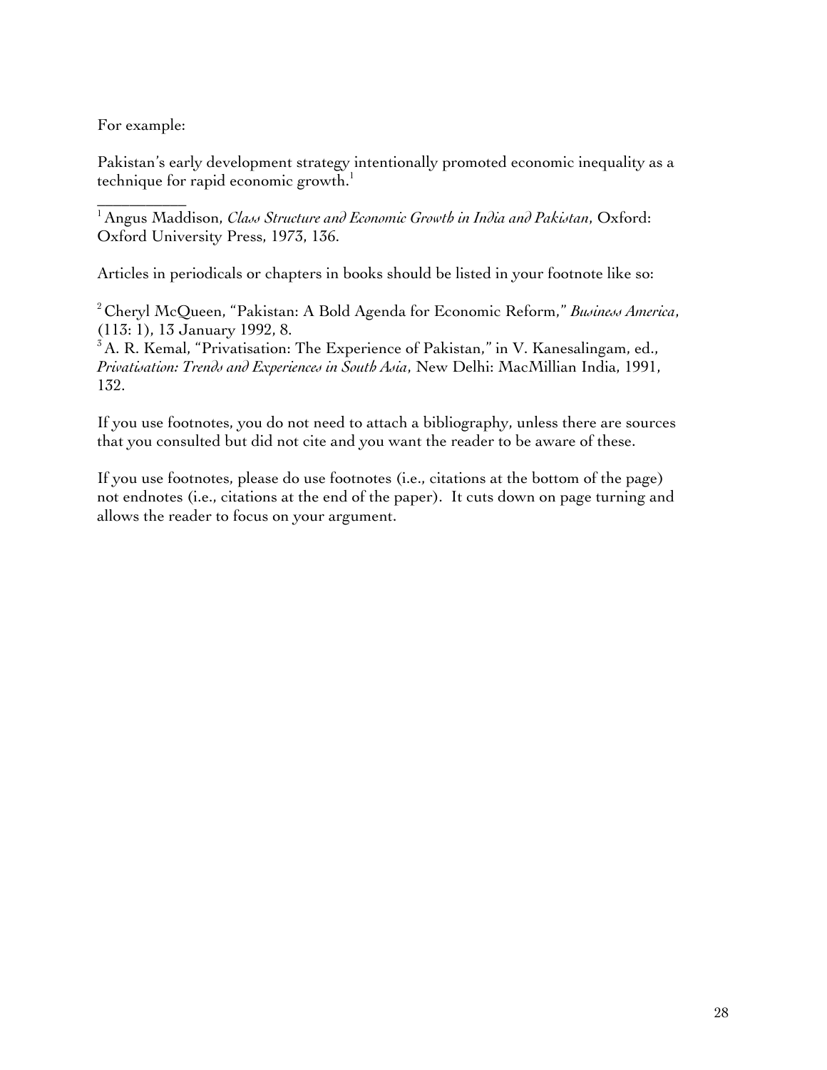For example:

Pakistan's early development strategy intentionally promoted economic inequality as a technique for rapid economic growth.[1]

___________

[1] Angus Maddison, *Class Structure and Economic Growth in India and Pakistan*, Oxford: Oxford University Press, 1973, 136.

Articles in periodicals or chapters in books should be listed in your footnote like so:

[2] Cheryl McQueen, "Pakistan: A Bold Agenda for Economic Reform," *Business America*, (113: 1), 13 January 1992, 8.
[3] A. R. Kemal, "Privatisation: The Experience of Pakistan," in V. Kanesalingam, ed., *Privatisation: Trends and Experiences in South Asia*, New Delhi: MacMillian India, 1991, 132.

If you use footnotes, you do not need to attach a bibliography, unless there are sources that you consulted but did not cite and you want the reader to be aware of these.

If you use footnotes, please do use footnotes (i.e., citations at the bottom of the page) not endnotes (i.e., citations at the end of the paper). It cuts down on page turning and allows the reader to focus on your argument.